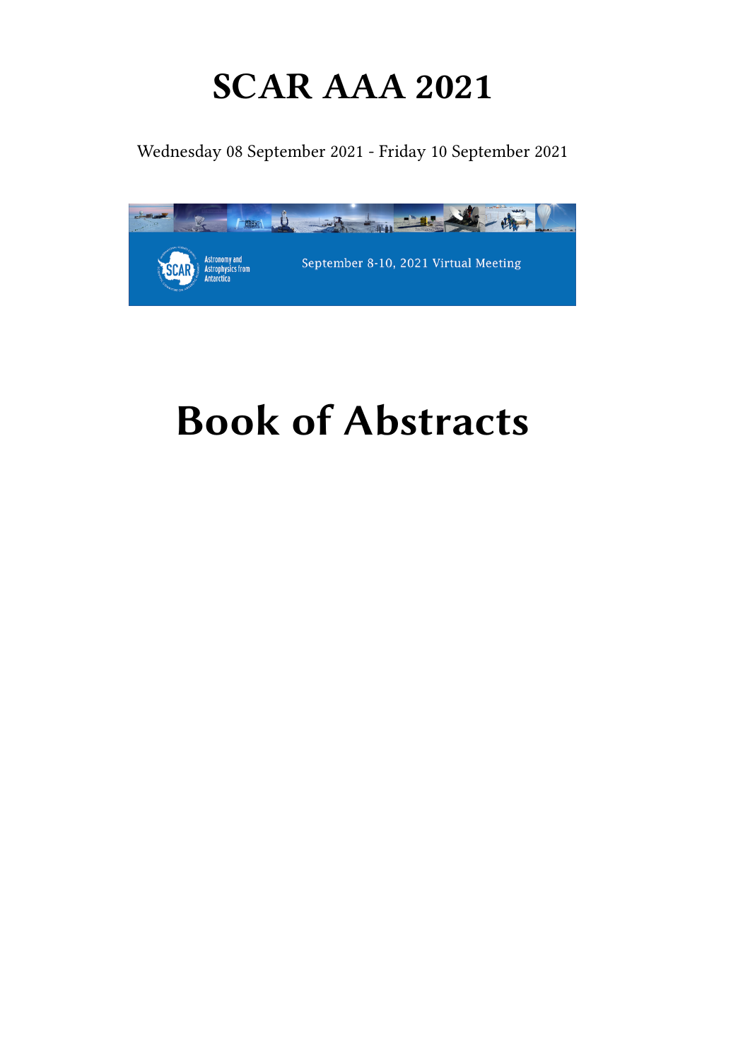# SCAR AAA 2021

Wednesday 08 September 2021 - Friday 10 September 2021

# Book of Abstracts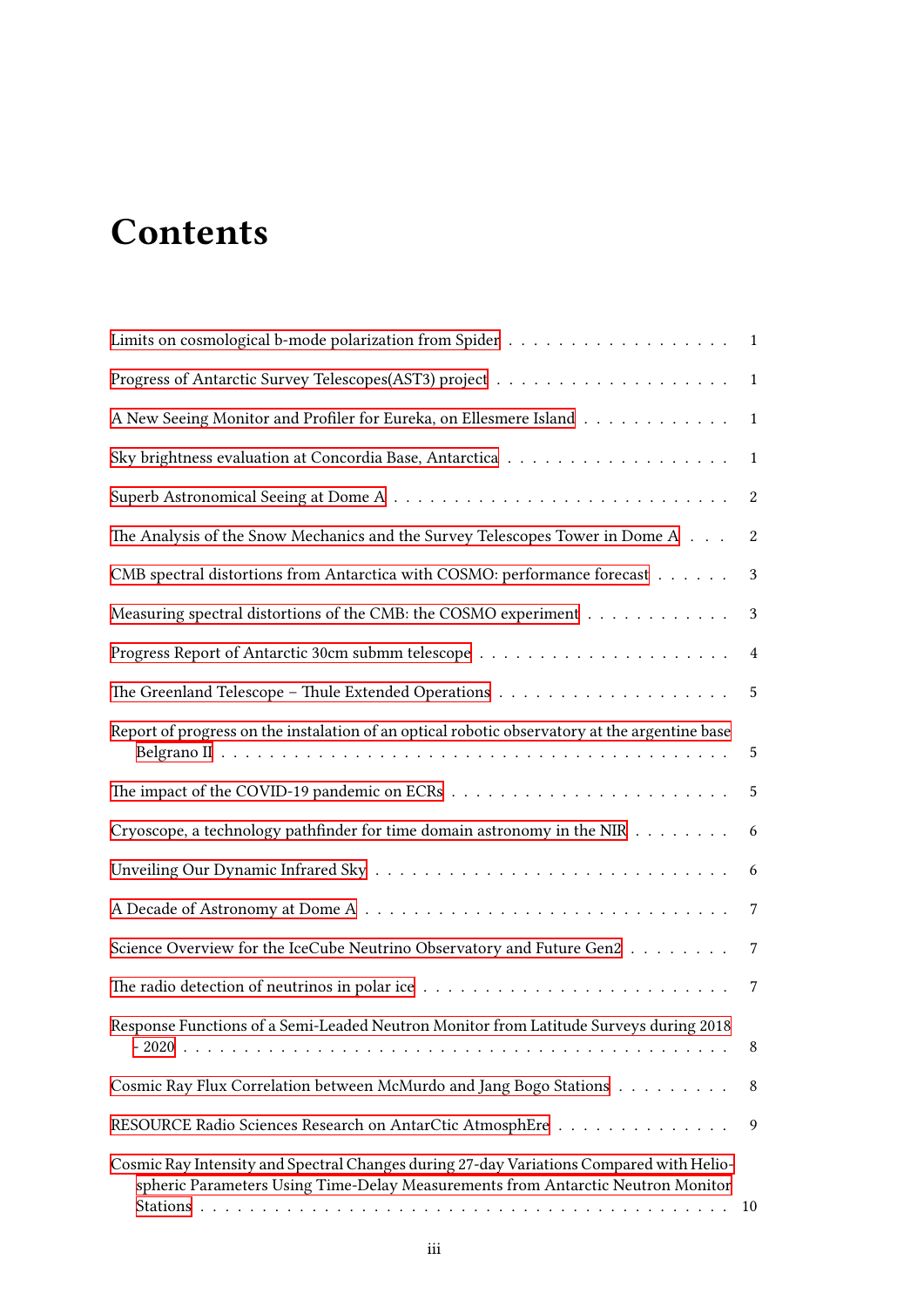# Contents

- Limits on cosmological b-mode polarization from Spider . . . . . . . . . . . . . . . . . . . 1
- Progress of Antarctic Survey Telescopes(AST3) project . . . . . . . . . . . . . . . . . . . 1
- A New Seeing Monitor and Profiler for Eureka, on Ellesmere Island . . . . . . . . . . . . 1
- Sky brightness evaluation at Concordia Base, Antarctica . . . . . . . . . . . . . . . . . . . 1
- Superb Astronomical Seeing at Dome A . . . . . . . . . . . . . . . . . . . . . . . . . . . 2
- The Analysis of the Snow Mechanics and the Survey Telescopes Tower in Dome A . . . 2
- CMB spectral distortions from Antarctica with COSMO: performance forecast . . . . . . 3
- Measuring spectral distortions of the CMB: the COSMO experiment . . . . . . . . . . . . 3
- Progress Report of Antarctic 30cm submm telescope . . . . . . . . . . . . . . . . . . . . . 4
- The Greenland Telescope – Thule Extended Operations . . . . . . . . . . . . . . . . . . . 5
- Report of progress on the instalation of an optical robotic observatory at the argentine base Belgrano II . . . . . . . . . . . . . . . . . . . . . . . . . . . . . . . . . . . . . . . . . . . 5
- The impact of the COVID-19 pandemic on ECRs . . . . . . . . . . . . . . . . . . . . . . . 5
- Cryoscope, a technology pathfinder for time domain astronomy in the NIR . . . . . . . . 6
- Unveiling Our Dynamic Infrared Sky . . . . . . . . . . . . . . . . . . . . . . . . . . . . . 6
- A Decade of Astronomy at Dome A . . . . . . . . . . . . . . . . . . . . . . . . . . . . . 7
- Science Overview for the IceCube Neutrino Observatory and Future Gen2 . . . . . . . . . 7
- The radio detection of neutrinos in polar ice . . . . . . . . . . . . . . . . . . . . . . . . . 7
- Response Functions of a Semi-Leaded Neutron Monitor from Latitude Surveys during 2018 - 2020 . . . . . . . . . . . . . . . . . . . . . . . . . . . . . . . . . . . . . . . . . . . . . 8
- Cosmic Ray Flux Correlation between McMurdo and Jang Bogo Stations . . . . . . . . . 8
- RESOURCE Radio Sciences Research on AntarCtic AtmosphEre . . . . . . . . . . . . . . 9
- Cosmic Ray Intensity and Spectral Changes during 27-day Variations Compared with Heliospheric Parameters Using Time-Delay Measurements from Antarctic Neutron Monitor Stations . . . . . . . . . . . . . . . . . . . . . . . . . . . . . . . . . . . . . . . . . . . . 10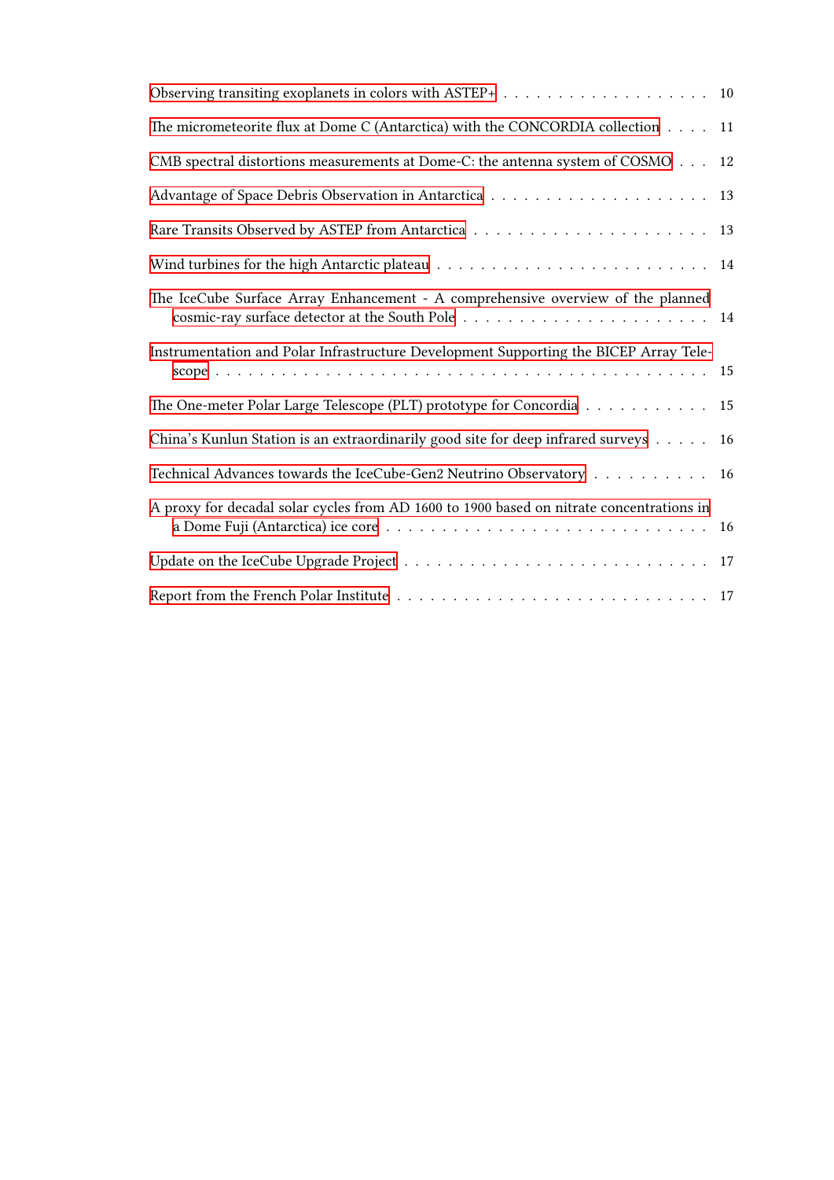- Observing transiting exoplanets in colors with ASTEP+ . . . . . . . . . . . . . . . . . . . 10
- The micrometeorite flux at Dome C (Antarctica) with the CONCORDIA collection . . . . 11
- CMB spectral distortions measurements at Dome-C: the antenna system of COSMO . . . 12
- Advantage of Space Debris Observation in Antarctica . . . . . . . . . . . . . . . . . . . . 13
- Rare Transits Observed by ASTEP from Antarctica . . . . . . . . . . . . . . . . . . . . 13
- Wind turbines for the high Antarctic plateau . . . . . . . . . . . . . . . . . . . . . . . . 14
- The IceCube Surface Array Enhancement - A comprehensive overview of the planned cosmic-ray surface detector at the South Pole . . . . . . . . . . . . . . . . . . . . . . 14
- Instrumentation and Polar Infrastructure Development Supporting the BICEP Array Telescope . . . . . . . . . . . . . . . . . . . . . . . . . . . . . . . . . . . . . . . . . . . 15
- The One-meter Polar Large Telescope (PLT) prototype for Concordia . . . . . . . . . . . 15
- China's Kunlun Station is an extraordinarily good site for deep infrared surveys . . . . . 16
- Technical Advances towards the IceCube-Gen2 Neutrino Observatory . . . . . . . . . . 16
- A proxy for decadal solar cycles from AD 1600 to 1900 based on nitrate concentrations in a Dome Fuji (Antarctica) ice core . . . . . . . . . . . . . . . . . . . . . . . . . . . . 16
- Update on the IceCube Upgrade Project . . . . . . . . . . . . . . . . . . . . . . . . . . 17
- Report from the French Polar Institute . . . . . . . . . . . . . . . . . . . . . . . . . . 17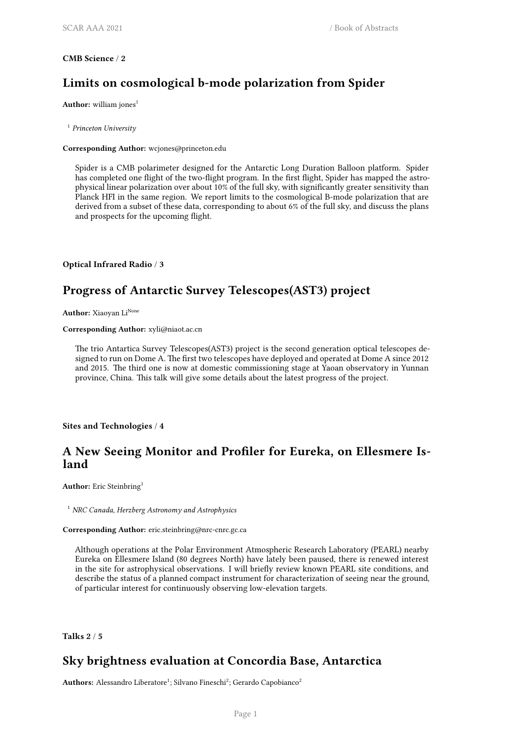**CMB Science / 2**

## Limits on cosmological b-mode polarization from Spider

**Author:** william jones[1]

[1] *Princeton University*

**Corresponding Author:** wcjones@princeton.edu

Spider is a CMB polarimeter designed for the Antarctic Long Duration Balloon platform. Spider has completed one flight of the two-flight program. In the first flight, Spider has mapped the astrophysical linear polarization over about 10% of the full sky, with significantly greater sensitivity than Planck HFI in the same region. We report limits to the cosmological B-mode polarization that are derived from a subset of these data, corresponding to about 6% of the full sky, and discuss the plans and prospects for the upcoming flight.

**Optical Infrared Radio / 3**

## Progress of Antarctic Survey Telescopes(AST3) project

**Author:** Xiaoyan Li[None]

**Corresponding Author:** xyli@niaot.ac.cn

The trio Antartica Survey Telescopes(AST3) project is the second generation optical telescopes designed to run on Dome A. The first two telescopes have deployed and operated at Dome A since 2012 and 2015. The third one is now at domestic commissioning stage at Yaoan observatory in Yunnan province, China. This talk will give some details about the latest progress of the project.

**Sites and Technologies / 4**

## A New Seeing Monitor and Profiler for Eureka, on Ellesmere Island

**Author:** Eric Steinbring[1]

[1] *NRC Canada, Herzberg Astronomy and Astrophysics*

**Corresponding Author:** eric.steinbring@nrc-cnrc.gc.ca

Although operations at the Polar Environment Atmospheric Research Laboratory (PEARL) nearby Eureka on Ellesmere Island (80 degrees North) have lately been paused, there is renewed interest in the site for astrophysical observations. I will briefly review known PEARL site conditions, and describe the status of a planned compact instrument for characterization of seeing near the ground, of particular interest for continuously observing low-elevation targets.

**Talks 2 / 5**

## Sky brightness evaluation at Concordia Base, Antarctica

**Authors:** Alessandro Liberatore[1]; Silvano Fineschi[2]; Gerardo Capobianco[2]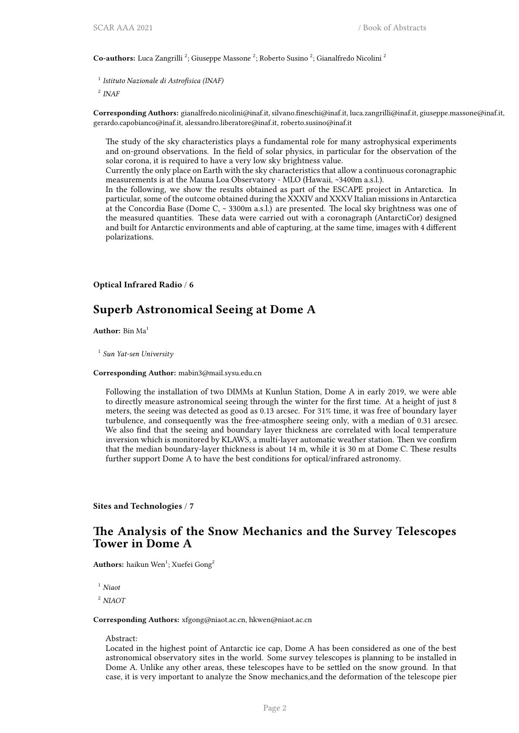**Co-authors:** Luca Zangrilli [2]; Giuseppe Massone [2]; Roberto Susino [2]; Gianalfredo Nicolini [2]

[1] *Istituto Nazionale di Astrofisica (INAF)*

[2] *INAF*

**Corresponding Authors:** gianalfredo.nicolini@inaf.it, silvano.fineschi@inaf.it, luca.zangrilli@inaf.it, giuseppe.massone@inaf.it, gerardo.capobianco@inaf.it, alessandro.liberatore@inaf.it, roberto.susino@inaf.it

The study of the sky characteristics plays a fundamental role for many astrophysical experiments and on-ground observations. In the field of solar physics, in particular for the observation of the solar corona, it is required to have a very low sky brightness value.
Currently the only place on Earth with the sky characteristics that allow a continuous coronagraphic measurements is at the Mauna Loa Observatory - MLO (Hawaii, ~3400m a.s.l.).
In the following, we show the results obtained as part of the ESCAPE project in Antarctica. In particular, some of the outcome obtained during the XXXIV and XXXV Italian missions in Antarctica at the Concordia Base (Dome C, ~ 3300m a.s.l.) are presented. The local sky brightness was one of the measured quantities. These data were carried out with a coronagraph (AntarctiCor) designed and built for Antarctic environments and able of capturing, at the same time, images with 4 different polarizations.

**Optical Infrared Radio** / **6**

## Superb Astronomical Seeing at Dome A

**Author:** Bin Ma[1]

[1] *Sun Yat-sen University*

**Corresponding Author:** mabin3@mail.sysu.edu.cn

Following the installation of two DIMMs at Kunlun Station, Dome A in early 2019, we were able to directly measure astronomical seeing through the winter for the first time. At a height of just 8 meters, the seeing was detected as good as 0.13 arcsec. For 31% time, it was free of boundary layer turbulence, and consequently was the free-atmosphere seeing only, with a median of 0.31 arcsec. We also find that the seeing and boundary layer thickness are correlated with local temperature inversion which is monitored by KLAWS, a multi-layer automatic weather station. Then we confirm that the median boundary-layer thickness is about 14 m, while it is 30 m at Dome C. These results further support Dome A to have the best conditions for optical/infrared astronomy.

**Sites and Technologies** / **7**

## The Analysis of the Snow Mechanics and the Survey Telescopes Tower in Dome A

**Authors:** haikun Wen[1]; Xuefei Gong[2]

[1] *Niaot*

[2] *NIAOT*

**Corresponding Authors:** xfgong@niaot.ac.cn, hkwen@niaot.ac.cn

Abstract:
Located in the highest point of Antarctic ice cap, Dome A has been considered as one of the best astronomical observatory sites in the world. Some survey telescopes is planning to be installed in Dome A. Unlike any other areas, these telescopes have to be settled on the snow ground. In that case, it is very important to analyze the Snow mechanics,and the deformation of the telescope pier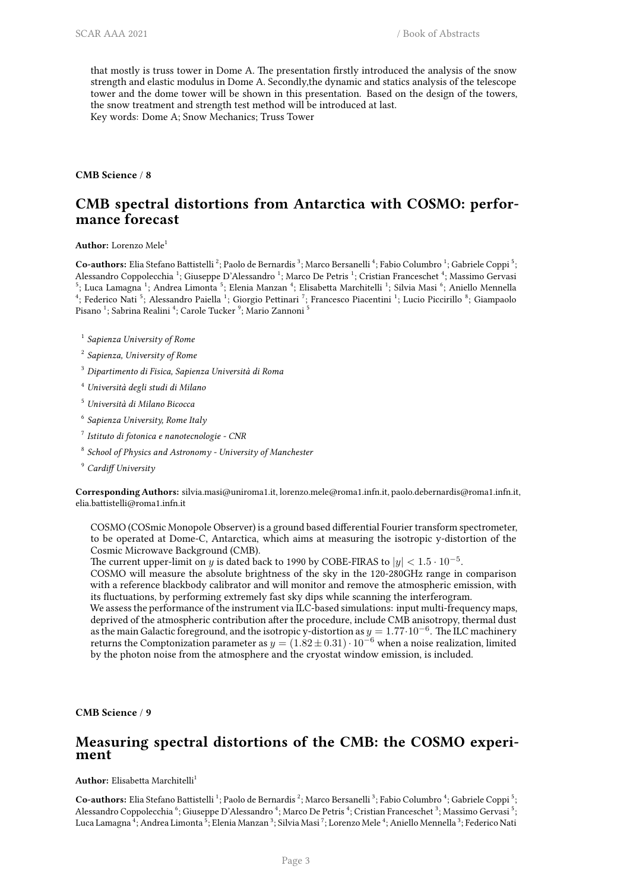that mostly is truss tower in Dome A. The presentation firstly introduced the analysis of the snow strength and elastic modulus in Dome A. Secondly,the dynamic and statics analysis of the telescope tower and the dome tower will be shown in this presentation. Based on the design of the towers, the snow treatment and strength test method will be introduced at last.
Key words: Dome A; Snow Mechanics; Truss Tower

**CMB Science / 8**

## CMB spectral distortions from Antarctica with COSMO: performance forecast

**Author:** Lorenzo Mele[1]

**Co-authors:** Elia Stefano Battistelli [2]; Paolo de Bernardis [3]; Marco Bersanelli [4]; Fabio Columbro [1]; Gabriele Coppi [5]; Alessandro Coppolecchia [1]; Giuseppe D'Alessandro [1]; Marco De Petris [1]; Cristian Franceschet [4]; Massimo Gervasi [5]; Luca Lamagna [1]; Andrea Limonta [5]; Elenia Manzan [4]; Elisabetta Marchitelli [1]; Silvia Masi [6]; Aniello Mennella [4]; Federico Nati [5]; Alessandro Paiella [1]; Giorgio Pettinari [7]; Francesco Piacentini [1]; Lucio Piccirillo [8]; Giampaolo Pisano [1]; Sabrina Realini [4]; Carole Tucker [9]; Mario Zannoni [5]

[1] *Sapienza University of Rome*

[2] *Sapienza, University of Rome*

[3] *Dipartimento di Fisica, Sapienza Università di Roma*

[4] *Università degli studi di Milano*

[5] *Università di Milano Bicocca*

[6] *Sapienza University, Rome Italy*

[7] *Istituto di fotonica e nanotecnologie - CNR*

[8] *School of Physics and Astronomy - University of Manchester*

[9] *Cardiff University*

**Corresponding Authors:** silvia.masi@uniroma1.it, lorenzo.mele@roma1.infn.it, paolo.debernardis@roma1.infn.it, elia.battistelli@roma1.infn.it

COSMO (COSmic Monopole Observer) is a ground based differential Fourier transform spectrometer, to be operated at Dome-C, Antarctica, which aims at measuring the isotropic y-distortion of the Cosmic Microwave Background (CMB).
The current upper-limit on $y$ is dated back to 1990 by COBE-FIRAS to $|y| < 1.5 \cdot 10^{-5}$.
COSMO will measure the absolute brightness of the sky in the 120-280GHz range in comparison with a reference blackbody calibrator and will monitor and remove the atmospheric emission, with its fluctuations, by performing extremely fast sky dips while scanning the interferogram.
We assess the performance of the instrument via ILC-based simulations: input multi-frequency maps, deprived of the atmospheric contribution after the procedure, include CMB anisotropy, thermal dust as the main Galactic foreground, and the isotropic y-distortion as $y = 1.77 \cdot 10^{-6}$. The ILC machinery returns the Comptonization parameter as $y = (1.82 \pm 0.31) \cdot 10^{-6}$ when a noise realization, limited by the photon noise from the atmosphere and the cryostat window emission, is included.

**CMB Science / 9**

## Measuring spectral distortions of the CMB: the COSMO experiment

**Author:** Elisabetta Marchitelli[1]

**Co-authors:** Elia Stefano Battistelli [1]; Paolo de Bernardis [2]; Marco Bersanelli [3]; Fabio Columbro [4]; Gabriele Coppi [5]; Alessandro Coppolecchia [6]; Giuseppe D'Alessandro [4]; Marco De Petris [4]; Cristian Franceschet [3]; Massimo Gervasi [5]; Luca Lamagna [4]; Andrea Limonta [5]; Elenia Manzan [3]; Silvia Masi [7]; Lorenzo Mele [4]; Aniello Mennella [3]; Federico Nati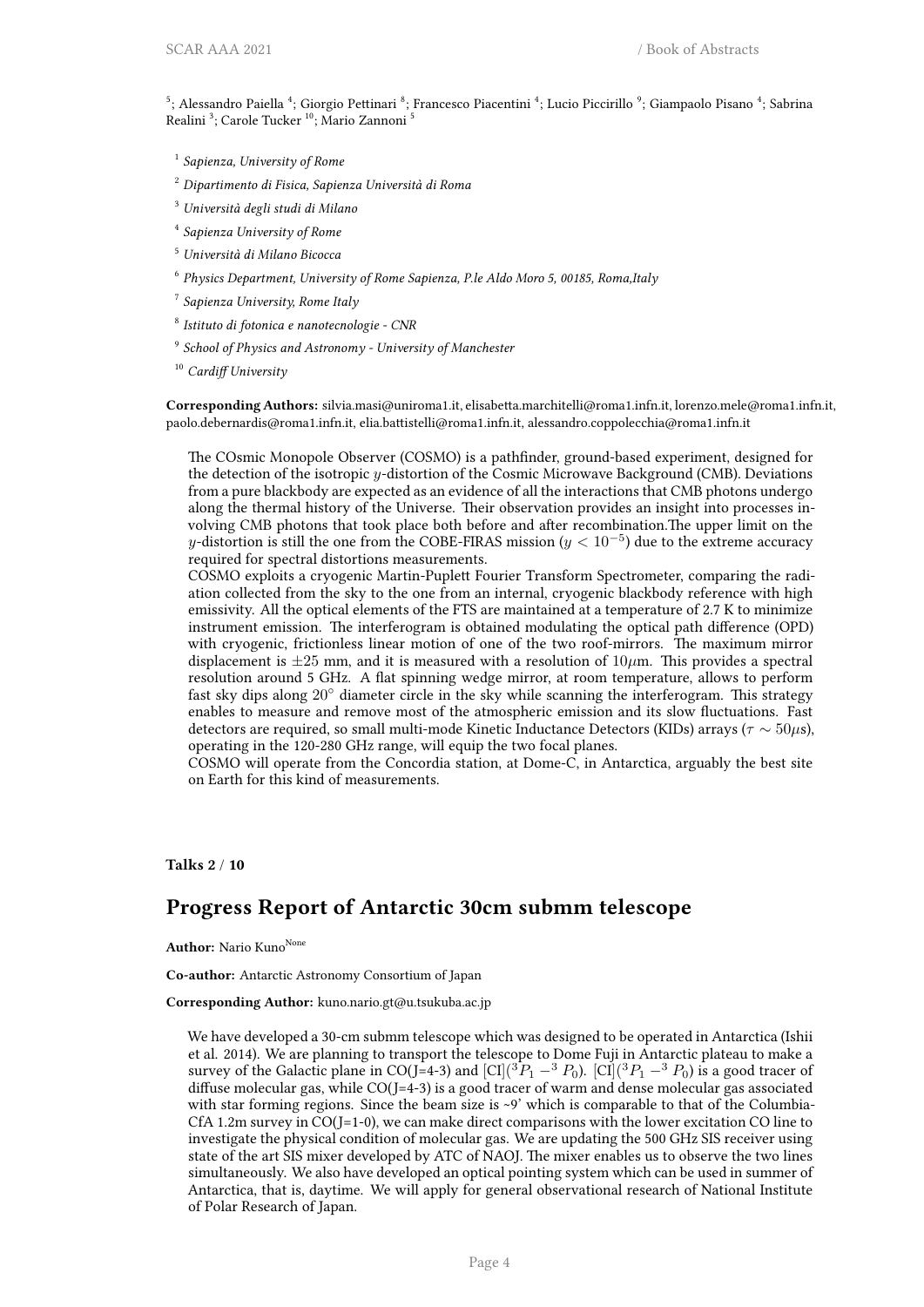[5]; Alessandro Paiella [4]; Giorgio Pettinari [8]; Francesco Piacentini [4]; Lucio Piccirillo [9]; Giampaolo Pisano [4]; Sabrina Realini [3]; Carole Tucker [10]; Mario Zannoni [5]

[1] *Sapienza, University of Rome*

[2] *Dipartimento di Fisica, Sapienza Università di Roma*

[3] *Università degli studi di Milano*

[4] *Sapienza University of Rome*

[5] *Università di Milano Bicocca*

[6] *Physics Department, University of Rome Sapienza, P.le Aldo Moro 5, 00185, Roma,Italy*

[7] *Sapienza University, Rome Italy*

[8] *Istituto di fotonica e nanotecnologie - CNR*

[9] *School of Physics and Astronomy - University of Manchester*

[10] *Cardiff University*

**Corresponding Authors:** silvia.masi@uniroma1.it, elisabetta.marchitelli@roma1.infn.it, lorenzo.mele@roma1.infn.it, paolo.debernardis@roma1.infn.it, elia.battistelli@roma1.infn.it, alessandro.coppolecchia@roma1.infn.it

The COsmic Monopole Observer (COSMO) is a pathfinder, ground-based experiment, designed for the detection of the isotropic $y$-distortion of the Cosmic Microwave Background (CMB). Deviations from a pure blackbody are expected as an evidence of all the interactions that CMB photons undergo along the thermal history of the Universe. Their observation provides an insight into processes involving CMB photons that took place both before and after recombination.The upper limit on the $y$-distortion is still the one from the COBE-FIRAS mission ($y < 10^{-5}$) due to the extreme accuracy required for spectral distortions measurements.
COSMO exploits a cryogenic Martin-Puplett Fourier Transform Spectrometer, comparing the radiation collected from the sky to the one from an internal, cryogenic blackbody reference with high emissivity. All the optical elements of the FTS are maintained at a temperature of 2.7 K to minimize instrument emission. The interferogram is obtained modulating the optical path difference (OPD) with cryogenic, frictionless linear motion of one of the two roof-mirrors. The maximum mirror displacement is $\pm 25$ mm, and it is measured with a resolution of $10\mu$m. This provides a spectral resolution around 5 GHz. A flat spinning wedge mirror, at room temperature, allows to perform fast sky dips along $20^\circ$ diameter circle in the sky while scanning the interferogram. This strategy enables to measure and remove most of the atmospheric emission and its slow fluctuations. Fast detectors are required, so small multi-mode Kinetic Inductance Detectors (KIDs) arrays ($\tau \sim 50\mu$s), operating in the 120-280 GHz range, will equip the two focal planes.
COSMO will operate from the Concordia station, at Dome-C, in Antarctica, arguably the best site on Earth for this kind of measurements.

**Talks 2 / 10**

## Progress Report of Antarctic 30cm submm telescope

**Author:** Nario Kuno[None]

**Co-author:** Antarctic Astronomy Consortium of Japan

**Corresponding Author:** kuno.nario.gt@u.tsukuba.ac.jp

We have developed a 30-cm submm telescope which was designed to be operated in Antarctica (Ishii et al. 2014). We are planning to transport the telescope to Dome Fuji in Antarctic plateau to make a survey of the Galactic plane in CO(J=4-3) and [CI]($^3P_1 -^3 P_0$). [CI]($^3P_1 -^3 P_0$) is a good tracer of diffuse molecular gas, while CO(J=4-3) is a good tracer of warm and dense molecular gas associated with star forming regions. Since the beam size is ~9' which is comparable to that of the Columbia-CfA 1.2m survey in CO(J=1-0), we can make direct comparisons with the lower excitation CO line to investigate the physical condition of molecular gas. We are updating the 500 GHz SIS receiver using state of the art SIS mixer developed by ATC of NAOJ. The mixer enables us to observe the two lines simultaneously. We also have developed an optical pointing system which can be used in summer of Antarctica, that is, daytime. We will apply for general observational research of National Institute of Polar Research of Japan.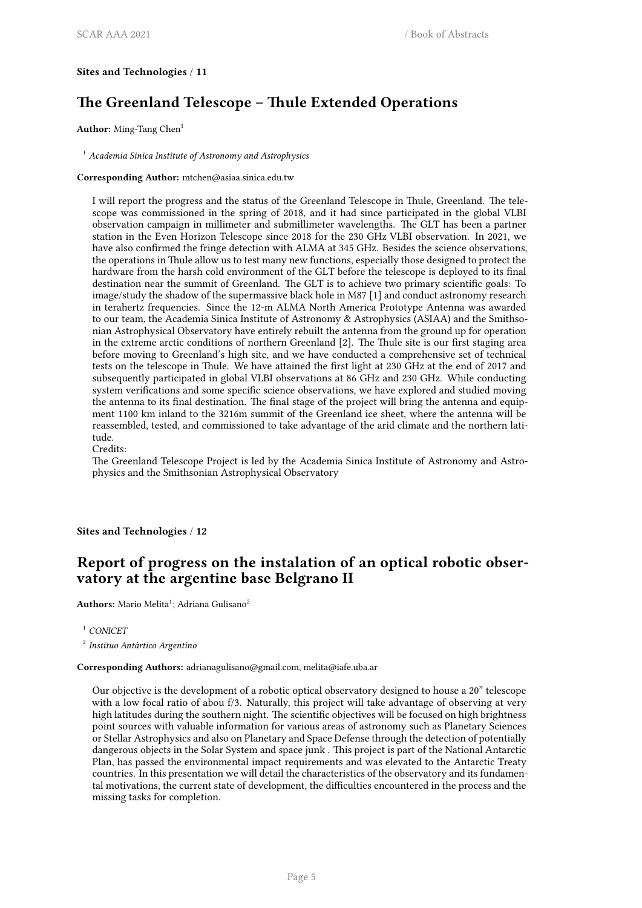**Sites and Technologies / 11**

## The Greenland Telescope – Thule Extended Operations

**Author:** Ming-Tang Chen[1]

[1] *Academia Sinica Institute of Astronomy and Astrophysics*

**Corresponding Author:** mtchen@asiaa.sinica.edu.tw

I will report the progress and the status of the Greenland Telescope in Thule, Greenland. The telescope was commissioned in the spring of 2018, and it had since participated in the global VLBI observation campaign in millimeter and submillimeter wavelengths. The GLT has been a partner station in the Even Horizon Telescope since 2018 for the 230 GHz VLBI observation. In 2021, we have also confirmed the fringe detection with ALMA at 345 GHz. Besides the science observations, the operations in Thule allow us to test many new functions, especially those designed to protect the hardware from the harsh cold environment of the GLT before the telescope is deployed to its final destination near the summit of Greenland. The GLT is to achieve two primary scientific goals: To image/study the shadow of the supermassive black hole in M87 [1] and conduct astronomy research in terahertz frequencies. Since the 12-m ALMA North America Prototype Antenna was awarded to our team, the Academia Sinica Institute of Astronomy & Astrophysics (ASIAA) and the Smithsonian Astrophysical Observatory have entirely rebuilt the antenna from the ground up for operation in the extreme arctic conditions of northern Greenland [2]. The Thule site is our first staging area before moving to Greenland's high site, and we have conducted a comprehensive set of technical tests on the telescope in Thule. We have attained the first light at 230 GHz at the end of 2017 and subsequently participated in global VLBI observations at 86 GHz and 230 GHz. While conducting system verifications and some specific science observations, we have explored and studied moving the antenna to its final destination. The final stage of the project will bring the antenna and equipment 1100 km inland to the 3216m summit of the Greenland ice sheet, where the antenna will be reassembled, tested, and commissioned to take advantage of the arid climate and the northern latitude.
Credits:
The Greenland Telescope Project is led by the Academia Sinica Institute of Astronomy and Astrophysics and the Smithsonian Astrophysical Observatory

**Sites and Technologies / 12**

## Report of progress on the instalation of an optical robotic observatory at the argentine base Belgrano II

**Authors:** Mario Melita[1]; Adriana Gulisano[2]

[1] *CONICET*

[2] *Instituo Antártico Argentino*

**Corresponding Authors:** adrianagulisano@gmail.com, melita@iafe.uba.ar

Our objective is the development of a robotic optical observatory designed to house a 20" telescope with a low focal ratio of abou f/3. Naturally, this project will take advantage of observing at very high latitudes during the southern night. The scientific objectives will be focused on high brightness point sources with valuable information for various areas of astronomy such as Planetary Sciences or Stellar Astrophysics and also on Planetary and Space Defense through the detection of potentially dangerous objects in the Solar System and space junk . This project is part of the National Antarctic Plan, has passed the environmental impact requirements and was elevated to the Antarctic Treaty countries. In this presentation we will detail the characteristics of the observatory and its fundamental motivations, the current state of development, the difficulties encountered in the process and the missing tasks for completion.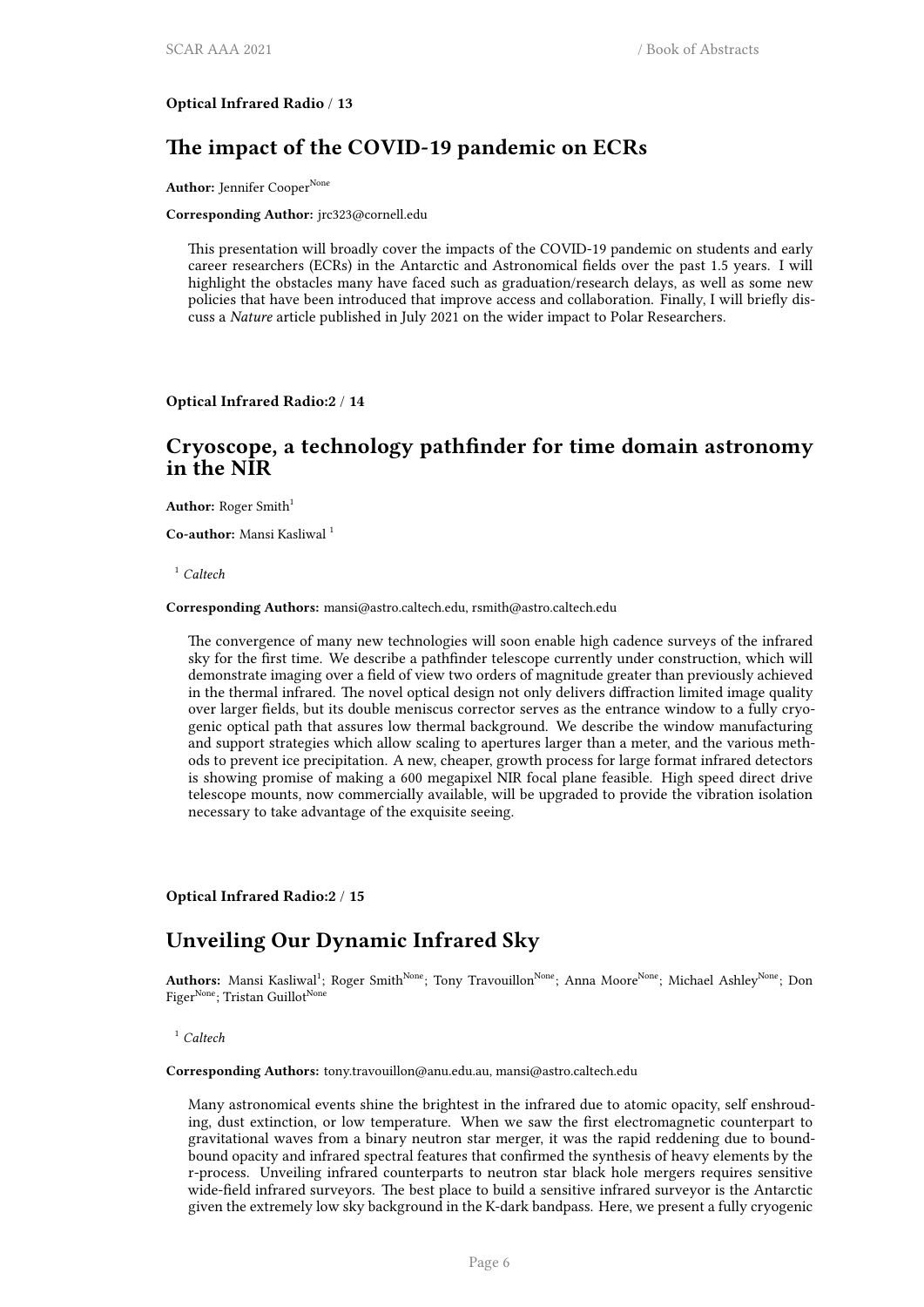**Optical Infrared Radio** / **13**

## The impact of the COVID-19 pandemic on ECRs

**Author:** Jennifer Cooper[None]

**Corresponding Author:** jrc323@cornell.edu

This presentation will broadly cover the impacts of the COVID-19 pandemic on students and early career researchers (ECRs) in the Antarctic and Astronomical fields over the past 1.5 years. I will highlight the obstacles many have faced such as graduation/research delays, as well as some new policies that have been introduced that improve access and collaboration. Finally, I will briefly discuss a *Nature* article published in July 2021 on the wider impact to Polar Researchers.

**Optical Infrared Radio:2** / **14**

## Cryoscope, a technology pathfinder for time domain astronomy in the NIR

**Author:** Roger Smith[1]

**Co-author:** Mansi Kasliwal [1]

[1] *Caltech*

**Corresponding Authors:** mansi@astro.caltech.edu, rsmith@astro.caltech.edu

The convergence of many new technologies will soon enable high cadence surveys of the infrared sky for the first time. We describe a pathfinder telescope currently under construction, which will demonstrate imaging over a field of view two orders of magnitude greater than previously achieved in the thermal infrared. The novel optical design not only delivers diffraction limited image quality over larger fields, but its double meniscus corrector serves as the entrance window to a fully cryogenic optical path that assures low thermal background. We describe the window manufacturing and support strategies which allow scaling to apertures larger than a meter, and the various methods to prevent ice precipitation. A new, cheaper, growth process for large format infrared detectors is showing promise of making a 600 megapixel NIR focal plane feasible. High speed direct drive telescope mounts, now commercially available, will be upgraded to provide the vibration isolation necessary to take advantage of the exquisite seeing.

**Optical Infrared Radio:2** / **15**

## Unveiling Our Dynamic Infrared Sky

**Authors:** Mansi Kasliwal[1]; Roger Smith[None]; Tony Travouillon[None]; Anna Moore[None]; Michael Ashley[None]; Don Figer[None]; Tristan Guillot[None]

[1] *Caltech*

**Corresponding Authors:** tony.travouillon@anu.edu.au, mansi@astro.caltech.edu

Many astronomical events shine the brightest in the infrared due to atomic opacity, self enshrouding, dust extinction, or low temperature. When we saw the first electromagnetic counterpart to gravitational waves from a binary neutron star merger, it was the rapid reddening due to bound-bound opacity and infrared spectral features that confirmed the synthesis of heavy elements by the r-process. Unveiling infrared counterparts to neutron star black hole mergers requires sensitive wide-field infrared surveyors. The best place to build a sensitive infrared surveyor is the Antarctic given the extremely low sky background in the K-dark bandpass. Here, we present a fully cryogenic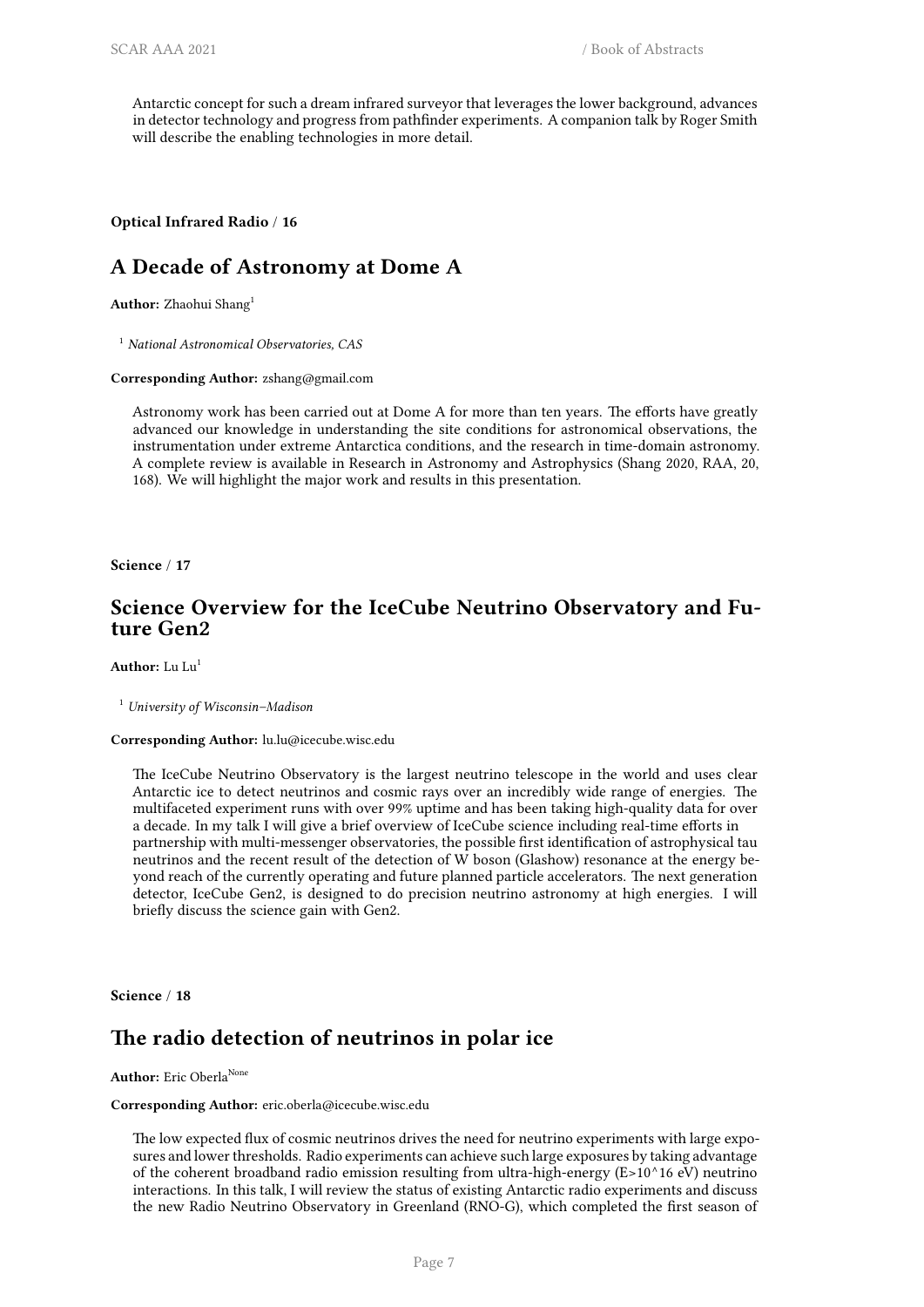Antarctic concept for such a dream infrared surveyor that leverages the lower background, advances in detector technology and progress from pathfinder experiments. A companion talk by Roger Smith will describe the enabling technologies in more detail.

**Optical Infrared Radio / 16**

## A Decade of Astronomy at Dome A

**Author:** Zhaohui Shang[1]

[1] *National Astronomical Observatories, CAS*

**Corresponding Author:** zshang@gmail.com

Astronomy work has been carried out at Dome A for more than ten years. The efforts have greatly advanced our knowledge in understanding the site conditions for astronomical observations, the instrumentation under extreme Antarctica conditions, and the research in time-domain astronomy. A complete review is available in Research in Astronomy and Astrophysics (Shang 2020, RAA, 20, 168). We will highlight the major work and results in this presentation.

**Science / 17**

## Science Overview for the IceCube Neutrino Observatory and Future Gen2

**Author:** Lu Lu[1]

[1] *University of Wisconsin–Madison*

**Corresponding Author:** lu.lu@icecube.wisc.edu

The IceCube Neutrino Observatory is the largest neutrino telescope in the world and uses clear Antarctic ice to detect neutrinos and cosmic rays over an incredibly wide range of energies. The multifaceted experiment runs with over 99% uptime and has been taking high-quality data for over a decade. In my talk I will give a brief overview of IceCube science including real-time efforts in partnership with multi-messenger observatories, the possible first identification of astrophysical tau neutrinos and the recent result of the detection of W boson (Glashow) resonance at the energy beyond reach of the currently operating and future planned particle accelerators. The next generation detector, IceCube Gen2, is designed to do precision neutrino astronomy at high energies. I will briefly discuss the science gain with Gen2.

**Science / 18**

## The radio detection of neutrinos in polar ice

**Author:** Eric Oberla[None]

**Corresponding Author:** eric.oberla@icecube.wisc.edu

The low expected flux of cosmic neutrinos drives the need for neutrino experiments with large exposures and lower thresholds. Radio experiments can achieve such large exposures by taking advantage of the coherent broadband radio emission resulting from ultra-high-energy (E>10^16 eV) neutrino interactions. In this talk, I will review the status of existing Antarctic radio experiments and discuss the new Radio Neutrino Observatory in Greenland (RNO-G), which completed the first season of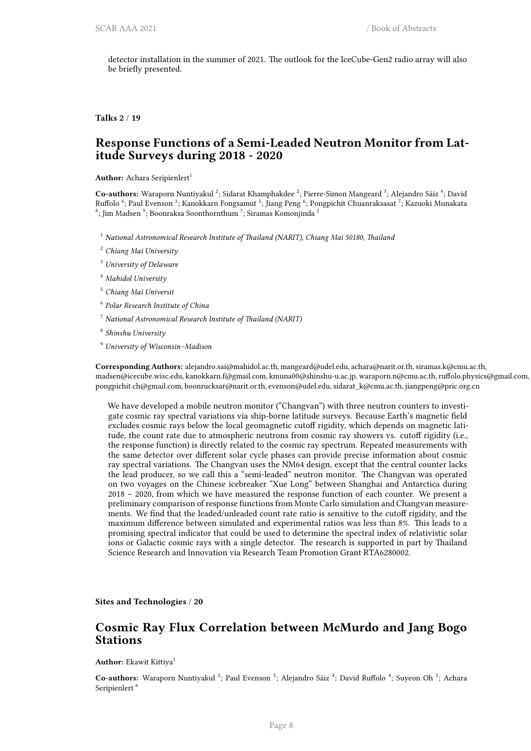detector installation in the summer of 2021. The outlook for the IceCube-Gen2 radio array will also be briefly presented.

**Talks 2 / 19**

## Response Functions of a Semi-Leaded Neutron Monitor from Latitude Surveys during 2018 - 2020

**Author:** Achara Seripienlert[1]

**Co-authors:** Waraporn Nuntiyakul [2]; Sidarat Khamphakdee [2]; Pierre-Simon Mangeard [3]; Alejandro Sáiz [4]; David Ruffolo [4]; Paul Evenson [3]; Kanokkarn Fongsamut [5]; Jiang Peng [6]; Pongpichit Chuanraksasat [7]; Kazuoki Munakata [8]; Jim Madsen [9]; Boonraksa Soonthornthum [7]; Siramas Komonjinda [2]

[1] *National Astronomical Research Institute of Thailand (NARIT), Chiang Mai 50180, Thailand*

[2] *Chiang Mai University*

[3] *University of Delaware*

[4] *Mahidol University*

[5] *Chiang Mai Universit*

[6] *Polar Research Institute of China*

[7] *National Astronomical Research Institute of Thailand (NARIT)*

[8] *Shinshu University*

[9] *University of Wisconsin–Madison*

**Corresponding Authors:** alejandro.sai@mahidol.ac.th, mangeard@udel.edu, achara@narit.or.th, siramas.k@cmu.ac.th, madsen@icecube.wisc.edu, kanokkarn.f@gmail.com, kmuna00@shinshu-u.ac.jp, waraporn.n@cmu.ac.th, ruffolo.physics@gmail.com, pongpichit.ch@gmail.com, boonrucksar@narit.or.th, evenson@udel.edu, sidarat_k@cmu.ac.th, jiangpeng@pric.org.cn

We have developed a mobile neutron monitor ("Changvan") with three neutron counters to investigate cosmic ray spectral variations via ship-borne latitude surveys. Because Earth's magnetic field excludes cosmic rays below the local geomagnetic cutoff rigidity, which depends on magnetic latitude, the count rate due to atmospheric neutrons from cosmic ray showers vs. cutoff rigidity (i.e., the response function) is directly related to the cosmic ray spectrum. Repeated measurements with the same detector over different solar cycle phases can provide precise information about cosmic ray spectral variations. The Changvan uses the NM64 design, except that the central counter lacks the lead producer, so we call this a "semi-leaded" neutron monitor. The Changvan was operated on two voyages on the Chinese icebreaker "Xue Long" between Shanghai and Antarctica during 2018 – 2020, from which we have measured the response function of each counter. We present a preliminary comparison of response functions from Monte Carlo simulation and Changvan measurements. We find that the leaded/unleaded count rate ratio is sensitive to the cutoff rigidity, and the maximum difference between simulated and experimental ratios was less than 8%. This leads to a promising spectral indicator that could be used to determine the spectral index of relativistic solar ions or Galactic cosmic rays with a single detector. The research is supported in part by Thailand Science Research and Innovation via Research Team Promotion Grant RTA6280002.

**Sites and Technologies / 20**

## Cosmic Ray Flux Correlation between McMurdo and Jang Bogo Stations

**Author:** Ekawit Kittiya[1]

**Co-authors:** Waraporn Nuntiyakul [2]; Paul Evenson [3]; Alejandro Sáiz [4]; David Ruffolo [4]; Suyeon Oh [5]; Achara Seripienlert [6]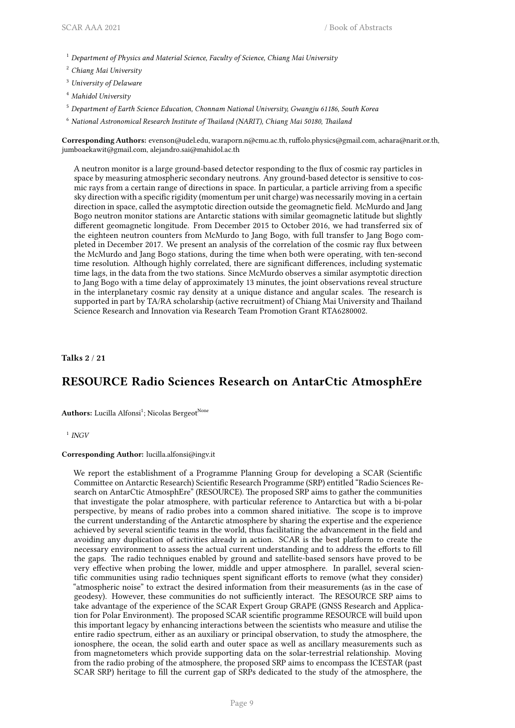[1] *Department of Physics and Material Science, Faculty of Science, Chiang Mai University*

[2] *Chiang Mai University*

[3] *University of Delaware*

[4] *Mahidol University*

[5] *Department of Earth Science Education, Chonnam National University, Gwangju 61186, South Korea*

[6] *National Astronomical Research Institute of Thailand (NARIT), Chiang Mai 50180, Thailand*

**Corresponding Authors:** evenson@udel.edu, waraporn.n@cmu.ac.th, ruffolo.physics@gmail.com, achara@narit.or.th, jumboaekawit@gmail.com, alejandro.sai@mahidol.ac.th

A neutron monitor is a large ground-based detector responding to the flux of cosmic ray particles in space by measuring atmospheric secondary neutrons. Any ground-based detector is sensitive to cosmic rays from a certain range of directions in space. In particular, a particle arriving from a specific sky direction with a specific rigidity (momentum per unit charge) was necessarily moving in a certain direction in space, called the asymptotic direction outside the geomagnetic field. McMurdo and Jang Bogo neutron monitor stations are Antarctic stations with similar geomagnetic latitude but slightly different geomagnetic longitude. From December 2015 to October 2016, we had transferred six of the eighteen neutron counters from McMurdo to Jang Bogo, with full transfer to Jang Bogo completed in December 2017. We present an analysis of the correlation of the cosmic ray flux between the McMurdo and Jang Bogo stations, during the time when both were operating, with ten-second time resolution. Although highly correlated, there are significant differences, including systematic time lags, in the data from the two stations. Since McMurdo observes a similar asymptotic direction to Jang Bogo with a time delay of approximately 13 minutes, the joint observations reveal structure in the interplanetary cosmic ray density at a unique distance and angular scales. The research is supported in part by TA/RA scholarship (active recruitment) of Chiang Mai University and Thailand Science Research and Innovation via Research Team Promotion Grant RTA6280002.

**Talks 2 / 21**

## RESOURCE Radio Sciences Research on AntarCtic AtmosphEre

**Authors:** Lucilla Alfonsi[1]; Nicolas Bergeot[None]

[1] *INGV*

**Corresponding Author:** lucilla.alfonsi@ingv.it

We report the establishment of a Programme Planning Group for developing a SCAR (Scientific Committee on Antarctic Research) Scientific Research Programme (SRP) entitled "Radio Sciences Research on AntarCtic AtmosphEre" (RESOURCE). The proposed SRP aims to gather the communities that investigate the polar atmosphere, with particular reference to Antarctica but with a bi-polar perspective, by means of radio probes into a common shared initiative. The scope is to improve the current understanding of the Antarctic atmosphere by sharing the expertise and the experience achieved by several scientific teams in the world, thus facilitating the advancement in the field and avoiding any duplication of activities already in action. SCAR is the best platform to create the necessary environment to assess the actual current understanding and to address the efforts to fill the gaps. The radio techniques enabled by ground and satellite-based sensors have proved to be very effective when probing the lower, middle and upper atmosphere. In parallel, several scientific communities using radio techniques spent significant efforts to remove (what they consider) "atmospheric noise" to extract the desired information from their measurements (as in the case of geodesy). However, these communities do not sufficiently interact. The RESOURCE SRP aims to take advantage of the experience of the SCAR Expert Group GRAPE (GNSS Research and Application for Polar Environment). The proposed SCAR scientific programme RESOURCE will build upon this important legacy by enhancing interactions between the scientists who measure and utilise the entire radio spectrum, either as an auxiliary or principal observation, to study the atmosphere, the ionosphere, the ocean, the solid earth and outer space as well as ancillary measurements such as from magnetometers which provide supporting data on the solar-terrestrial relationship. Moving from the radio probing of the atmosphere, the proposed SRP aims to encompass the ICESTAR (past SCAR SRP) heritage to fill the current gap of SRPs dedicated to the study of the atmosphere, the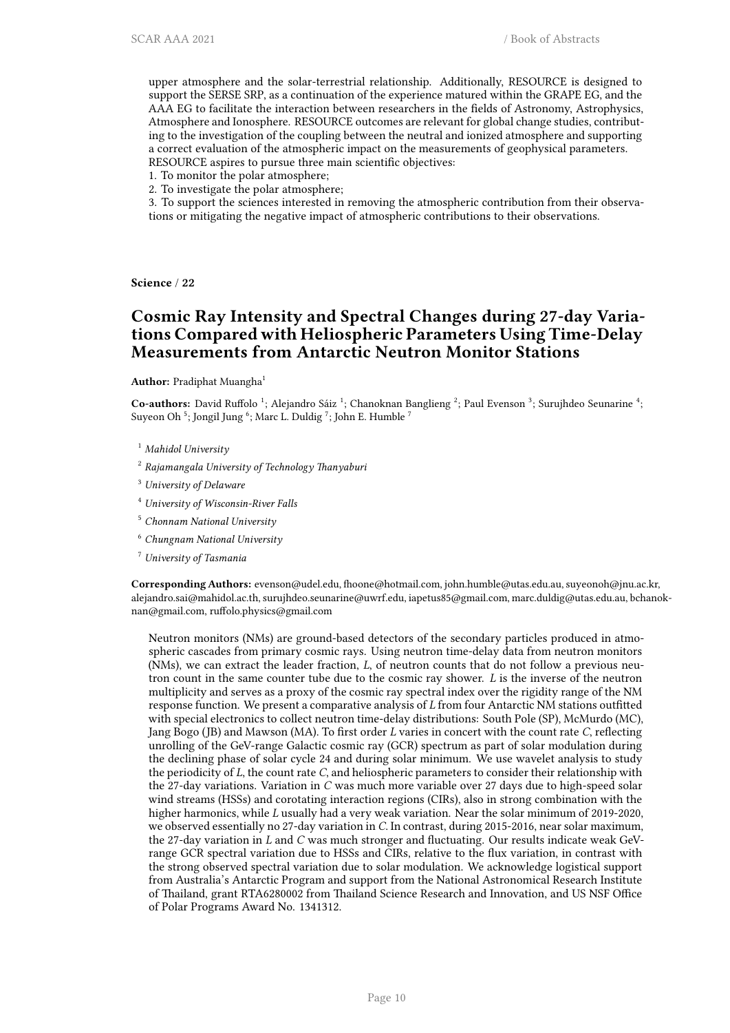upper atmosphere and the solar-terrestrial relationship. Additionally, RESOURCE is designed to support the SERSE SRP, as a continuation of the experience matured within the GRAPE EG, and the AAA EG to facilitate the interaction between researchers in the fields of Astronomy, Astrophysics, Atmosphere and Ionosphere. RESOURCE outcomes are relevant for global change studies, contributing to the investigation of the coupling between the neutral and ionized atmosphere and supporting a correct evaluation of the atmospheric impact on the measurements of geophysical parameters. RESOURCE aspires to pursue three main scientific objectives:

1. To monitor the polar atmosphere;
2. To investigate the polar atmosphere;
3. To support the sciences interested in removing the atmospheric contribution from their observations or mitigating the negative impact of atmospheric contributions to their observations.

**Science** / **22**

## Cosmic Ray Intensity and Spectral Changes during 27-day Variations Compared with Heliospheric Parameters Using Time-Delay Measurements from Antarctic Neutron Monitor Stations

**Author:** Pradiphat Muangha[1]

**Co-authors:** David Ruffolo [1]; Alejandro Sáiz [1]; Chanoknan Banglieng [2]; Paul Evenson [3]; Surujhdeo Seunarine [4]; Suyeon Oh [5]; Jongil Jung [6]; Marc L. Duldig [7]; John E. Humble [7]

[1] *Mahidol University*

[2] *Rajamangala University of Technology Thanyaburi*

[3] *University of Delaware*

[4] *University of Wisconsin-River Falls*

[5] *Chonnam National University*

[6] *Chungnam National University*

[7] *University of Tasmania*

**Corresponding Authors:** evenson@udel.edu, fhoone@hotmail.com, john.humble@utas.edu.au, suyeonoh@jnu.ac.kr, alejandro.sai@mahidol.ac.th, surujhdeo.seunarine@uwrf.edu, iapetus85@gmail.com, marc.duldig@utas.edu.au, bchanoknan@gmail.com, ruffolo.physics@gmail.com

Neutron monitors (NMs) are ground-based detectors of the secondary particles produced in atmospheric cascades from primary cosmic rays. Using neutron time-delay data from neutron monitors (NMs), we can extract the leader fraction, *L*, of neutron counts that do not follow a previous neutron count in the same counter tube due to the cosmic ray shower. *L* is the inverse of the neutron multiplicity and serves as a proxy of the cosmic ray spectral index over the rigidity range of the NM response function. We present a comparative analysis of *L* from four Antarctic NM stations outfitted with special electronics to collect neutron time-delay distributions: South Pole (SP), McMurdo (MC), Jang Bogo (JB) and Mawson (MA). To first order *L* varies in concert with the count rate *C*, reflecting unrolling of the GeV-range Galactic cosmic ray (GCR) spectrum as part of solar modulation during the declining phase of solar cycle 24 and during solar minimum. We use wavelet analysis to study the periodicity of *L*, the count rate *C*, and heliospheric parameters to consider their relationship with the 27-day variations. Variation in *C* was much more variable over 27 days due to high-speed solar wind streams (HSSs) and corotating interaction regions (CIRs), also in strong combination with the higher harmonics, while *L* usually had a very weak variation. Near the solar minimum of 2019-2020, we observed essentially no 27-day variation in *C*. In contrast, during 2015-2016, near solar maximum, the 27-day variation in *L* and *C* was much stronger and fluctuating. Our results indicate weak GeV-range GCR spectral variation due to HSSs and CIRs, relative to the flux variation, in contrast with the strong observed spectral variation due to solar modulation. We acknowledge logistical support from Australia's Antarctic Program and support from the National Astronomical Research Institute of Thailand, grant RTA6280002 from Thailand Science Research and Innovation, and US NSF Office of Polar Programs Award No. 1341312.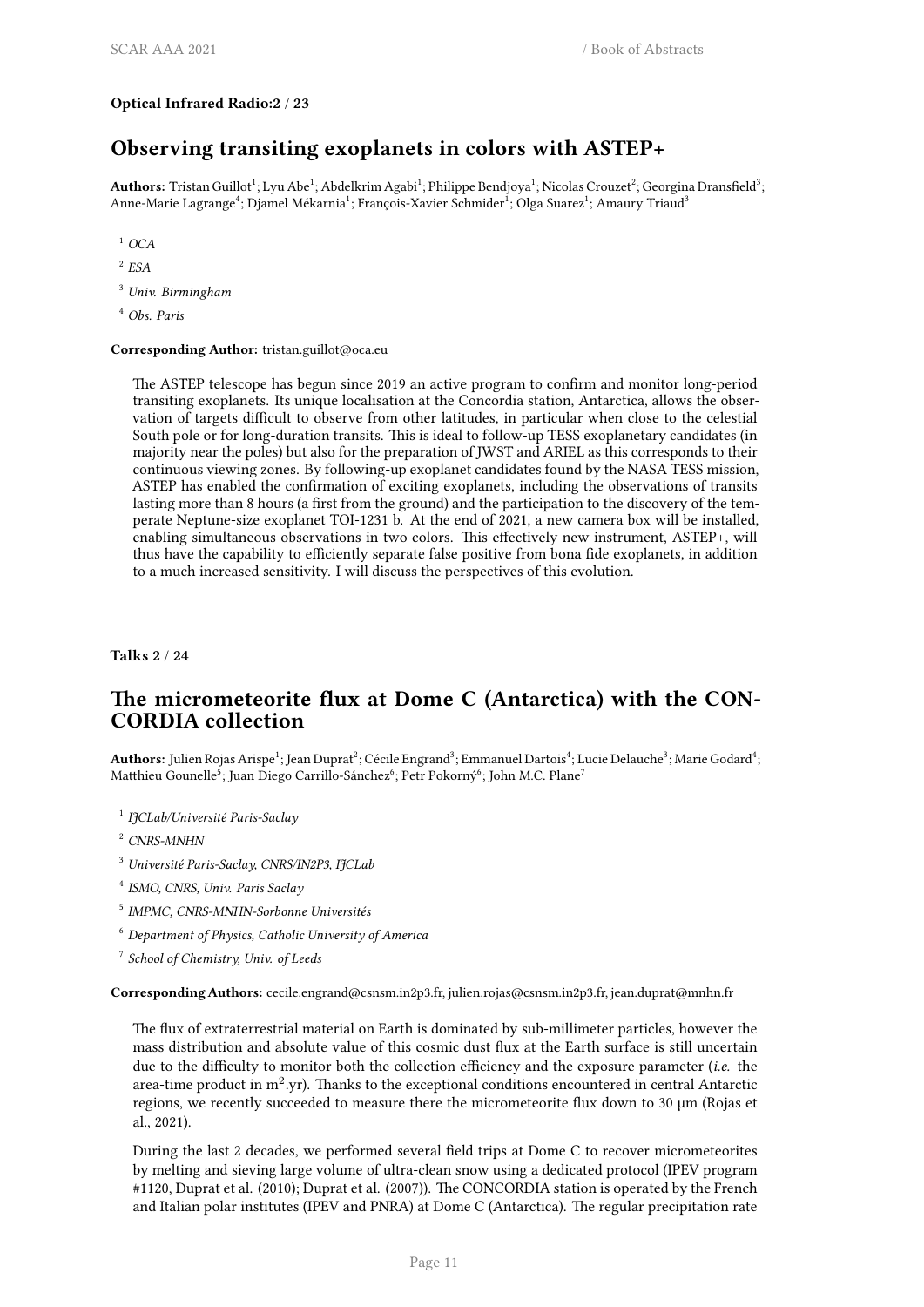**Optical Infrared Radio:2 / 23**

## Observing transiting exoplanets in colors with ASTEP+

**Authors:** Tristan Guillot[1]; Lyu Abe[1]; Abdelkrim Agabi[1]; Philippe Bendjoya[1]; Nicolas Crouzet[2]; Georgina Dransfield[3]; Anne-Marie Lagrange[4]; Djamel Mékarnia[1]; François-Xavier Schmider[1]; Olga Suarez[1]; Amaury Triaud[3]

[1] *OCA*

[2] *ESA*

[3] *Univ. Birmingham*

[4] *Obs. Paris*

**Corresponding Author:** tristan.guillot@oca.eu

The ASTEP telescope has begun since 2019 an active program to confirm and monitor long-period transiting exoplanets. Its unique localisation at the Concordia station, Antarctica, allows the observation of targets difficult to observe from other latitudes, in particular when close to the celestial South pole or for long-duration transits. This is ideal to follow-up TESS exoplanetary candidates (in majority near the poles) but also for the preparation of JWST and ARIEL as this corresponds to their continuous viewing zones. By following-up exoplanet candidates found by the NASA TESS mission, ASTEP has enabled the confirmation of exciting exoplanets, including the observations of transits lasting more than 8 hours (a first from the ground) and the participation to the discovery of the temperate Neptune-size exoplanet TOI-1231 b. At the end of 2021, a new camera box will be installed, enabling simultaneous observations in two colors. This effectively new instrument, ASTEP+, will thus have the capability to efficiently separate false positive from bona fide exoplanets, in addition to a much increased sensitivity. I will discuss the perspectives of this evolution.

**Talks 2 / 24**

## The micrometeorite flux at Dome C (Antarctica) with the CONCORDIA collection

**Authors:** Julien Rojas Arispe[1]; Jean Duprat[2]; Cécile Engrand[3]; Emmanuel Dartois[4]; Lucie Delauche[3]; Marie Godard[4]; Matthieu Gounelle[5]; Juan Diego Carrillo-Sánchez[6]; Petr Pokorný[6]; John M.C. Plane[7]

[1] *IJCLab/Université Paris-Saclay*

[2] *CNRS-MNHN*

[3] *Université Paris-Saclay, CNRS/IN2P3, IJCLab*

[4] *ISMO, CNRS, Univ. Paris Saclay*

[5] *IMPMC, CNRS-MNHN-Sorbonne Universités*

[6] *Department of Physics, Catholic University of America*

[7] *School of Chemistry, Univ. of Leeds*

**Corresponding Authors:** cecile.engrand@csnsm.in2p3.fr, julien.rojas@csnsm.in2p3.fr, jean.duprat@mnhn.fr

The flux of extraterrestrial material on Earth is dominated by sub-millimeter particles, however the mass distribution and absolute value of this cosmic dust flux at the Earth surface is still uncertain due to the difficulty to monitor both the collection efficiency and the exposure parameter (*i.e.* the area-time product in $m^2$.yr). Thanks to the exceptional conditions encountered in central Antarctic regions, we recently succeeded to measure there the micrometeorite flux down to 30 µm (Rojas et al., 2021).

During the last 2 decades, we performed several field trips at Dome C to recover micrometeorites by melting and sieving large volume of ultra-clean snow using a dedicated protocol (IPEV program #1120, Duprat et al. (2010); Duprat et al. (2007)). The CONCORDIA station is operated by the French and Italian polar institutes (IPEV and PNRA) at Dome C (Antarctica). The regular precipitation rate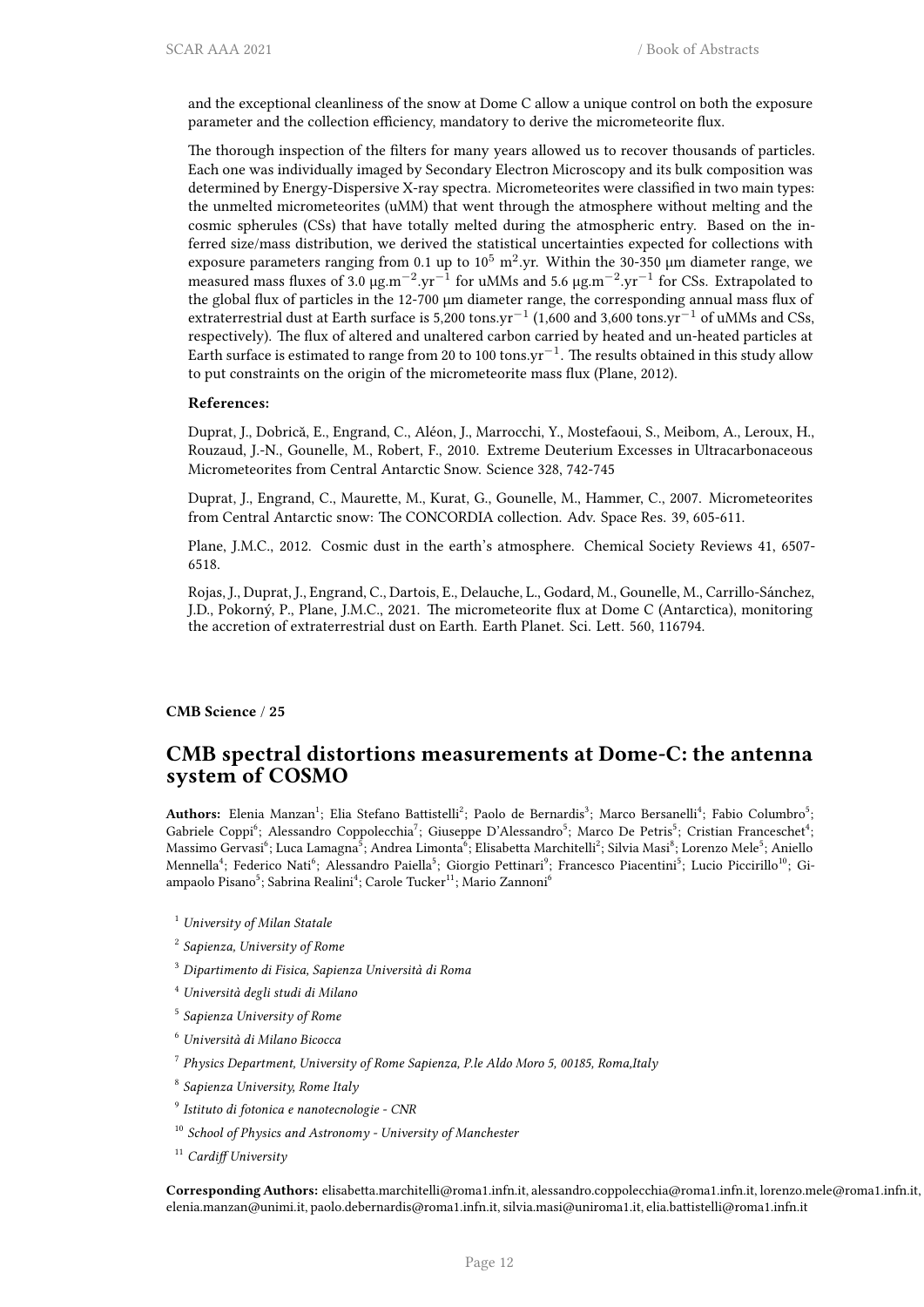and the exceptional cleanliness of the snow at Dome C allow a unique control on both the exposure parameter and the collection efficiency, mandatory to derive the micrometeorite flux.

The thorough inspection of the filters for many years allowed us to recover thousands of particles. Each one was individually imaged by Secondary Electron Microscopy and its bulk composition was determined by Energy-Dispersive X-ray spectra. Micrometeorites were classified in two main types: the unmelted micrometeorites (uMM) that went through the atmosphere without melting and the cosmic spherules (CSs) that have totally melted during the atmospheric entry. Based on the inferred size/mass distribution, we derived the statistical uncertainties expected for collections with exposure parameters ranging from 0.1 up to $10^5$ $m^2$.yr. Within the 30-350 µm diameter range, we measured mass fluxes of 3.0 µg.$m^{-2}$.$yr^{-1}$ for uMMs and 5.6 µg.$m^{-2}$.$yr^{-1}$ for CSs. Extrapolated to the global flux of particles in the 12-700 µm diameter range, the corresponding annual mass flux of extraterrestrial dust at Earth surface is 5,200 tons.$yr^{-1}$ (1,600 and 3,600 tons.$yr^{-1}$ of uMMs and CSs, respectively). The flux of altered and unaltered carbon carried by heated and un-heated particles at Earth surface is estimated to range from 20 to 100 tons.$yr^{-1}$. The results obtained in this study allow to put constraints on the origin of the micrometeorite mass flux (Plane, 2012).

**References:**

Duprat, J., Dobrică, E., Engrand, C., Aléon, J., Marrocchi, Y., Mostefaoui, S., Meibom, A., Leroux, H., Rouzaud, J.-N., Gounelle, M., Robert, F., 2010. Extreme Deuterium Excesses in Ultracarbonaceous Micrometeorites from Central Antarctic Snow. Science 328, 742-745

Duprat, J., Engrand, C., Maurette, M., Kurat, G., Gounelle, M., Hammer, C., 2007. Micrometeorites from Central Antarctic snow: The CONCORDIA collection. Adv. Space Res. 39, 605-611.

Plane, J.M.C., 2012. Cosmic dust in the earth's atmosphere. Chemical Society Reviews 41, 6507-6518.

Rojas, J., Duprat, J., Engrand, C., Dartois, E., Delauche, L., Godard, M., Gounelle, M., Carrillo-Sánchez, J.D., Pokorný, P., Plane, J.M.C., 2021. The micrometeorite flux at Dome C (Antarctica), monitoring the accretion of extraterrestrial dust on Earth. Earth Planet. Sci. Lett. 560, 116794.

**CMB Science / 25**

## CMB spectral distortions measurements at Dome-C: the antenna system of COSMO

**Authors:** Elenia Manzan[1]; Elia Stefano Battistelli[2]; Paolo de Bernardis[3]; Marco Bersanelli[4]; Fabio Columbro[5]; Gabriele Coppi[6]; Alessandro Coppolecchia[7]; Giuseppe D'Alessandro[5]; Marco De Petris[5]; Cristian Franceschet[4]; Massimo Gervasi[6]; Luca Lamagna[5]; Andrea Limonta[6]; Elisabetta Marchitelli[2]; Silvia Masi[8]; Lorenzo Mele[5]; Aniello Mennella[4]; Federico Nati[6]; Alessandro Paiella[5]; Giorgio Pettinari[9]; Francesco Piacentini[5]; Lucio Piccirillo[10]; Giampaolo Pisano[5]; Sabrina Realini[4]; Carole Tucker[11]; Mario Zannoni[6]

[1] *University of Milan Statale*

[2] *Sapienza, University of Rome*

[3] *Dipartimento di Fisica, Sapienza Università di Roma*

[4] *Università degli studi di Milano*

[5] *Sapienza University of Rome*

[6] *Università di Milano Bicocca*

[7] *Physics Department, University of Rome Sapienza, P.le Aldo Moro 5, 00185, Roma,Italy*

[8] *Sapienza University, Rome Italy*

[9] *Istituto di fotonica e nanotecnologie - CNR*

[10] *School of Physics and Astronomy - University of Manchester*

[11] *Cardiff University*

**Corresponding Authors:** elisabetta.marchitelli@roma1.infn.it, alessandro.coppolecchia@roma1.infn.it, lorenzo.mele@roma1.infn.it, elenia.manzan@unimi.it, paolo.debernardis@roma1.infn.it, silvia.masi@uniroma1.it, elia.battistelli@roma1.infn.it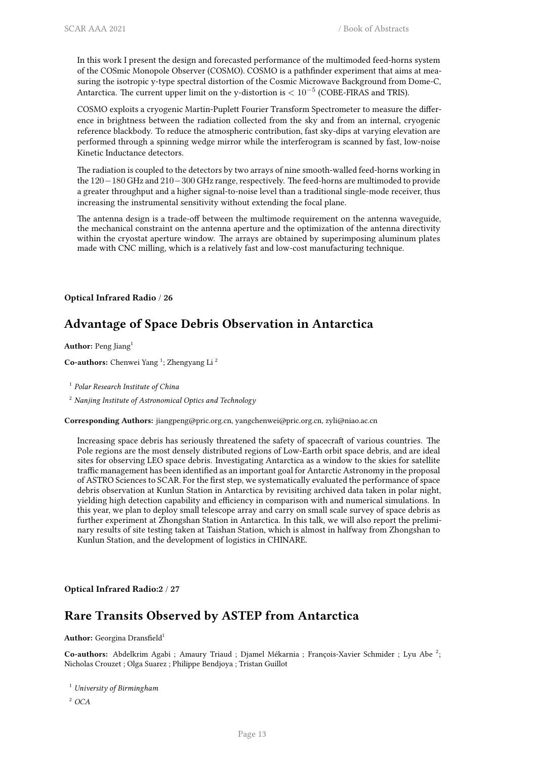In this work I present the design and forecasted performance of the multimoded feed-horns system of the COSmic Monopole Observer (COSMO). COSMO is a pathfinder experiment that aims at measuring the isotropic y-type spectral distortion of the Cosmic Microwave Background from Dome-C, Antarctica. The current upper limit on the y-distortion is $< 10^{-5}$ (COBE-FIRAS and TRIS).

COSMO exploits a cryogenic Martin-Puplett Fourier Transform Spectrometer to measure the difference in brightness between the radiation collected from the sky and from an internal, cryogenic reference blackbody. To reduce the atmospheric contribution, fast sky-dips at varying elevation are performed through a spinning wedge mirror while the interferogram is scanned by fast, low-noise Kinetic Inductance detectors.

The radiation is coupled to the detectors by two arrays of nine smooth-walled feed-horns working in the $120 - 180$ GHz and $210 - 300$ GHz range, respectively. The feed-horns are multimoded to provide a greater throughput and a higher signal-to-noise level than a traditional single-mode receiver, thus increasing the instrumental sensitivity without extending the focal plane.

The antenna design is a trade-off between the multimode requirement on the antenna waveguide, the mechanical constraint on the antenna aperture and the optimization of the antenna directivity within the cryostat aperture window. The arrays are obtained by superimposing aluminum plates made with CNC milling, which is a relatively fast and low-cost manufacturing technique.

**Optical Infrared Radio / 26**

## Advantage of Space Debris Observation in Antarctica

**Author:** Peng Jiang[1]

**Co-authors:** Chenwei Yang [1]; Zhengyang Li [2]

[1] *Polar Research Institute of China*

[2] *Nanjing Institute of Astronomical Optics and Technology*

**Corresponding Authors:** jiangpeng@pric.org.cn, yangchenwei@pric.org.cn, zyli@niao.ac.cn

Increasing space debris has seriously threatened the safety of spacecraft of various countries. The Pole regions are the most densely distributed regions of Low-Earth orbit space debris, and are ideal sites for observing LEO space debris. Investigating Antarctica as a window to the skies for satellite traffic management has been identified as an important goal for Antarctic Astronomy in the proposal of ASTRO Sciences to SCAR. For the first step, we systematically evaluated the performance of space debris observation at Kunlun Station in Antarctica by revisiting archived data taken in polar night, yielding high detection capability and efficiency in comparison with and numerical simulations. In this year, we plan to deploy small telescope array and carry on small scale survey of space debris as further experiment at Zhongshan Station in Antarctica. In this talk, we will also report the preliminary results of site testing taken at Taishan Station, which is almost in halfway from Zhongshan to Kunlun Station, and the development of logistics in CHINARE.

**Optical Infrared Radio:2 / 27**

## Rare Transits Observed by ASTEP from Antarctica

**Author:** Georgina Dransfield[1]

**Co-authors:** Abdelkrim Agabi ; Amaury Triaud ; Djamel Mékarnia ; François-Xavier Schmider ; Lyu Abe [2]; Nicholas Crouzet ; Olga Suarez ; Philippe Bendjoya ; Tristan Guillot

[1] *University of Birmingham*

[2] *OCA*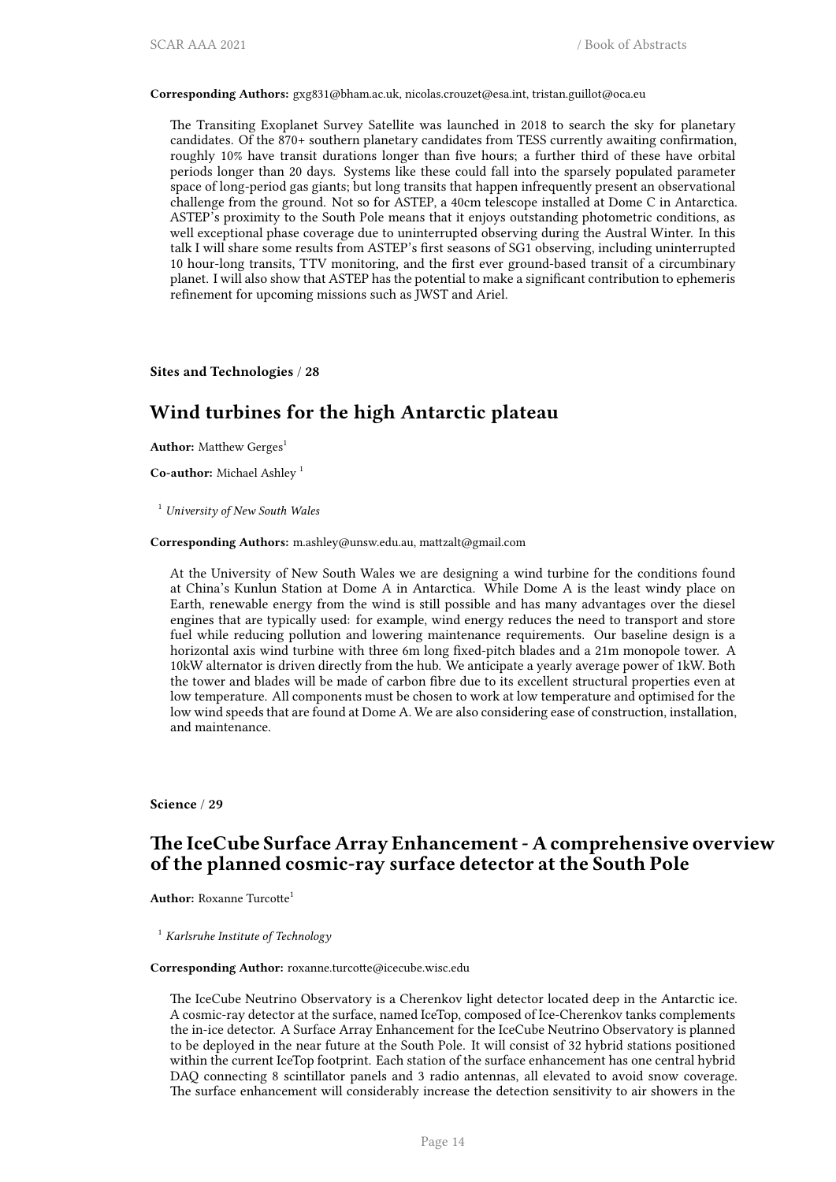**Corresponding Authors:** gxg831@bham.ac.uk, nicolas.crouzet@esa.int, tristan.guillot@oca.eu

The Transiting Exoplanet Survey Satellite was launched in 2018 to search the sky for planetary candidates. Of the 870+ southern planetary candidates from TESS currently awaiting confirmation, roughly 10% have transit durations longer than five hours; a further third of these have orbital periods longer than 20 days. Systems like these could fall into the sparsely populated parameter space of long-period gas giants; but long transits that happen infrequently present an observational challenge from the ground. Not so for ASTEP, a 40cm telescope installed at Dome C in Antarctica. ASTEP's proximity to the South Pole means that it enjoys outstanding photometric conditions, as well exceptional phase coverage due to uninterrupted observing during the Austral Winter. In this talk I will share some results from ASTEP's first seasons of SG1 observing, including uninterrupted 10 hour-long transits, TTV monitoring, and the first ever ground-based transit of a circumbinary planet. I will also show that ASTEP has the potential to make a significant contribution to ephemeris refinement for upcoming missions such as JWST and Ariel.

**Sites and Technologies / 28**

## Wind turbines for the high Antarctic plateau

**Author:** Matthew Gerges[1]

**Co-author:** Michael Ashley [1]

[1] *University of New South Wales*

**Corresponding Authors:** m.ashley@unsw.edu.au, mattzalt@gmail.com

At the University of New South Wales we are designing a wind turbine for the conditions found at China's Kunlun Station at Dome A in Antarctica. While Dome A is the least windy place on Earth, renewable energy from the wind is still possible and has many advantages over the diesel engines that are typically used: for example, wind energy reduces the need to transport and store fuel while reducing pollution and lowering maintenance requirements. Our baseline design is a horizontal axis wind turbine with three 6m long fixed-pitch blades and a 21m monopole tower. A 10kW alternator is driven directly from the hub. We anticipate a yearly average power of 1kW. Both the tower and blades will be made of carbon fibre due to its excellent structural properties even at low temperature. All components must be chosen to work at low temperature and optimised for the low wind speeds that are found at Dome A. We are also considering ease of construction, installation, and maintenance.

**Science / 29**

## The IceCube Surface Array Enhancement - A comprehensive overview of the planned cosmic-ray surface detector at the South Pole

**Author:** Roxanne Turcotte[1]

[1] *Karlsruhe Institute of Technology*

**Corresponding Author:** roxanne.turcotte@icecube.wisc.edu

The IceCube Neutrino Observatory is a Cherenkov light detector located deep in the Antarctic ice. A cosmic-ray detector at the surface, named IceTop, composed of Ice-Cherenkov tanks complements the in-ice detector. A Surface Array Enhancement for the IceCube Neutrino Observatory is planned to be deployed in the near future at the South Pole. It will consist of 32 hybrid stations positioned within the current IceTop footprint. Each station of the surface enhancement has one central hybrid DAQ connecting 8 scintillator panels and 3 radio antennas, all elevated to avoid snow coverage. The surface enhancement will considerably increase the detection sensitivity to air showers in the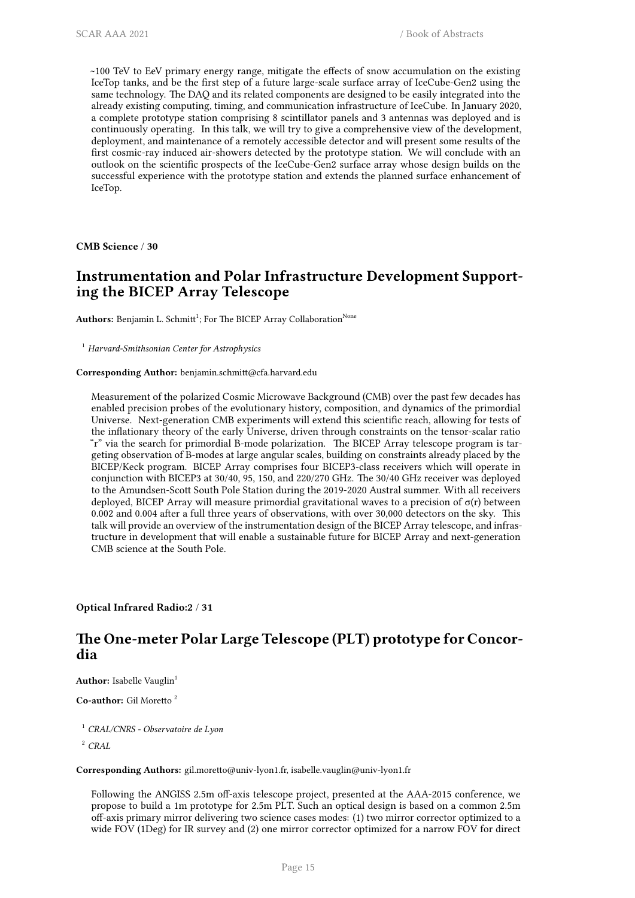~100 TeV to EeV primary energy range, mitigate the effects of snow accumulation on the existing IceTop tanks, and be the first step of a future large-scale surface array of IceCube-Gen2 using the same technology. The DAQ and its related components are designed to be easily integrated into the already existing computing, timing, and communication infrastructure of IceCube. In January 2020, a complete prototype station comprising 8 scintillator panels and 3 antennas was deployed and is continuously operating. In this talk, we will try to give a comprehensive view of the development, deployment, and maintenance of a remotely accessible detector and will present some results of the first cosmic-ray induced air-showers detected by the prototype station. We will conclude with an outlook on the scientific prospects of the IceCube-Gen2 surface array whose design builds on the successful experience with the prototype station and extends the planned surface enhancement of IceTop.

**CMB Science / 30**

## Instrumentation and Polar Infrastructure Development Supporting the BICEP Array Telescope

**Authors:** Benjamin L. Schmitt[1]; For The BICEP Array Collaboration[None]

[1] *Harvard-Smithsonian Center for Astrophysics*

**Corresponding Author:** benjamin.schmitt@cfa.harvard.edu

Measurement of the polarized Cosmic Microwave Background (CMB) over the past few decades has enabled precision probes of the evolutionary history, composition, and dynamics of the primordial Universe. Next-generation CMB experiments will extend this scientific reach, allowing for tests of the inflationary theory of the early Universe, driven through constraints on the tensor-scalar ratio "r" via the search for primordial B-mode polarization. The BICEP Array telescope program is targeting observation of B-modes at large angular scales, building on constraints already placed by the BICEP/Keck program. BICEP Array comprises four BICEP3-class receivers which will operate in conjunction with BICEP3 at 30/40, 95, 150, and 220/270 GHz. The 30/40 GHz receiver was deployed to the Amundsen-Scott South Pole Station during the 2019-2020 Austral summer. With all receivers deployed, BICEP Array will measure primordial gravitational waves to a precision of $\sigma(r)$ between 0.002 and 0.004 after a full three years of observations, with over 30,000 detectors on the sky. This talk will provide an overview of the instrumentation design of the BICEP Array telescope, and infrastructure in development that will enable a sustainable future for BICEP Array and next-generation CMB science at the South Pole.

**Optical Infrared Radio:2 / 31**

## The One-meter Polar Large Telescope (PLT) prototype for Concordia

**Author:** Isabelle Vauglin[1]

**Co-author:** Gil Moretto [2]

[1] *CRAL/CNRS - Observatoire de Lyon*

[2] *CRAL*

**Corresponding Authors:** gil.moretto@univ-lyon1.fr, isabelle.vauglin@univ-lyon1.fr

Following the ANGISS 2.5m off-axis telescope project, presented at the AAA-2015 conference, we propose to build a 1m prototype for 2.5m PLT. Such an optical design is based on a common 2.5m off-axis primary mirror delivering two science cases modes: (1) two mirror corrector optimized to a wide FOV (1Deg) for IR survey and (2) one mirror corrector optimized for a narrow FOV for direct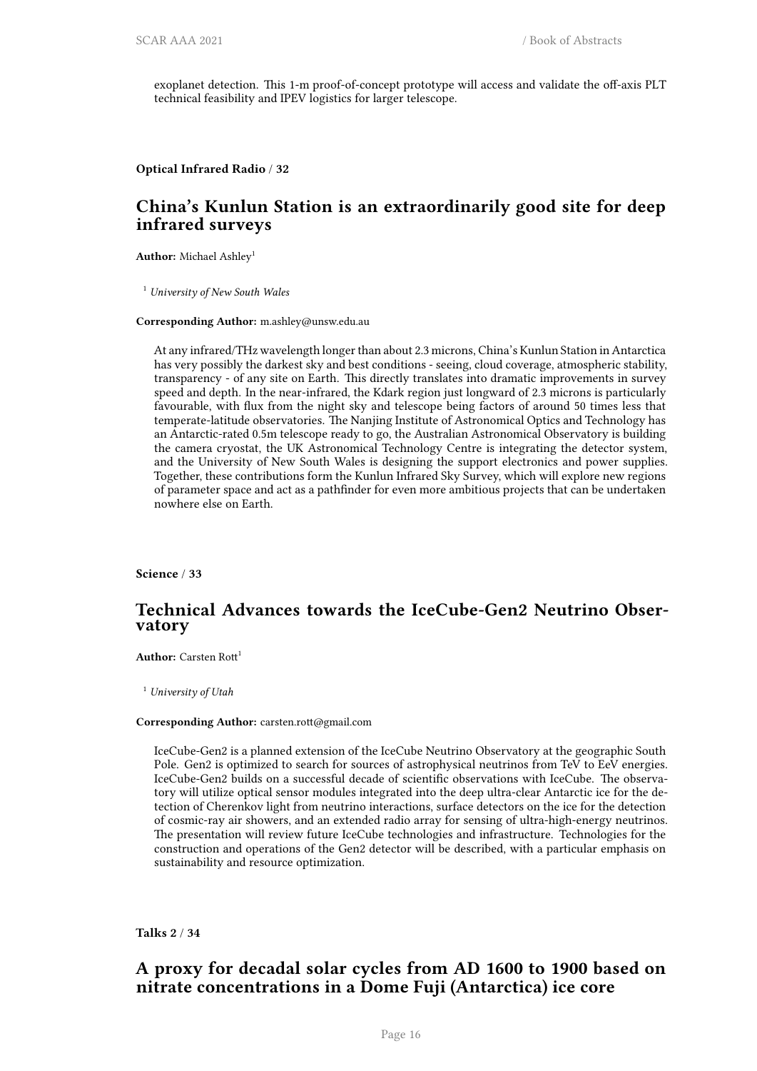exoplanet detection. This 1-m proof-of-concept prototype will access and validate the off-axis PLT technical feasibility and IPEV logistics for larger telescope.

**Optical Infrared Radio / 32**

## China's Kunlun Station is an extraordinarily good site for deep infrared surveys

**Author:** Michael Ashley[1]

[1] *University of New South Wales*

**Corresponding Author:** m.ashley@unsw.edu.au

At any infrared/THz wavelength longer than about 2.3 microns, China's Kunlun Station in Antarctica has very possibly the darkest sky and best conditions - seeing, cloud coverage, atmospheric stability, transparency - of any site on Earth. This directly translates into dramatic improvements in survey speed and depth. In the near-infrared, the Kdark region just longward of 2.3 microns is particularly favourable, with flux from the night sky and telescope being factors of around 50 times less that temperate-latitude observatories. The Nanjing Institute of Astronomical Optics and Technology has an Antarctic-rated 0.5m telescope ready to go, the Australian Astronomical Observatory is building the camera cryostat, the UK Astronomical Technology Centre is integrating the detector system, and the University of New South Wales is designing the support electronics and power supplies. Together, these contributions form the Kunlun Infrared Sky Survey, which will explore new regions of parameter space and act as a pathfinder for even more ambitious projects that can be undertaken nowhere else on Earth.

**Science / 33**

## Technical Advances towards the IceCube-Gen2 Neutrino Observatory

**Author:** Carsten Rott[1]

[1] *University of Utah*

**Corresponding Author:** carsten.rott@gmail.com

IceCube-Gen2 is a planned extension of the IceCube Neutrino Observatory at the geographic South Pole. Gen2 is optimized to search for sources of astrophysical neutrinos from TeV to EeV energies. IceCube-Gen2 builds on a successful decade of scientific observations with IceCube. The observatory will utilize optical sensor modules integrated into the deep ultra-clear Antarctic ice for the detection of Cherenkov light from neutrino interactions, surface detectors on the ice for the detection of cosmic-ray air showers, and an extended radio array for sensing of ultra-high-energy neutrinos. The presentation will review future IceCube technologies and infrastructure. Technologies for the construction and operations of the Gen2 detector will be described, with a particular emphasis on sustainability and resource optimization.

**Talks 2 / 34**

## A proxy for decadal solar cycles from AD 1600 to 1900 based on nitrate concentrations in a Dome Fuji (Antarctica) ice core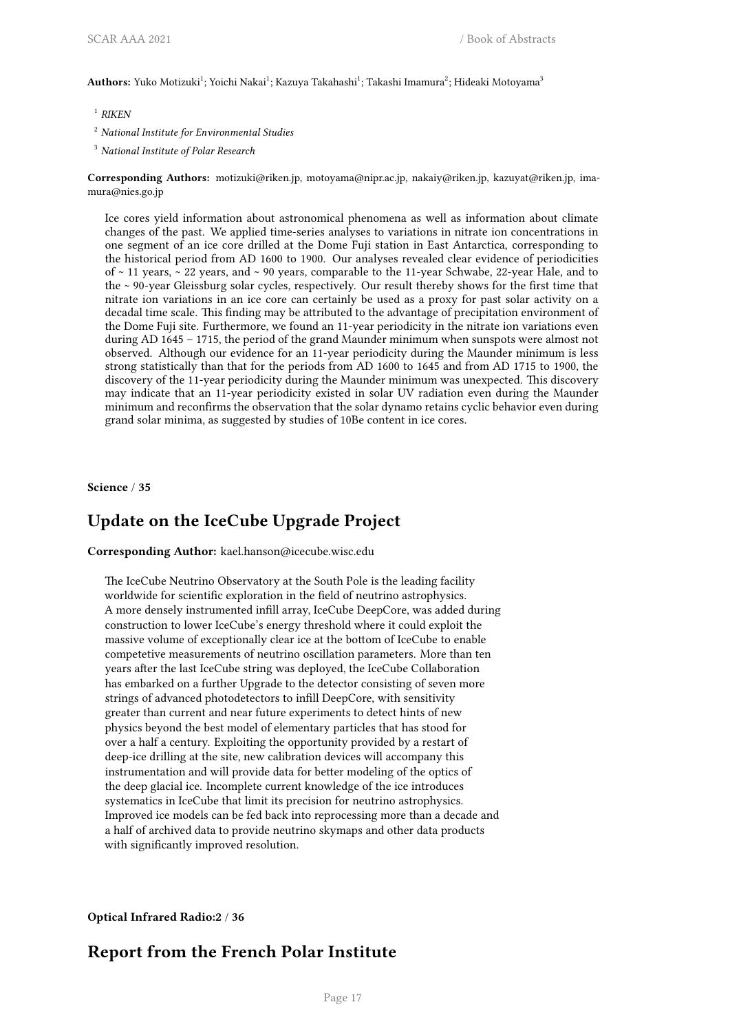**Authors:** Yuko Motizuki[1]; Yoichi Nakai[1]; Kazuya Takahashi[1]; Takashi Imamura[2]; Hideaki Motoyama[3]

[1] *RIKEN*

[2] *National Institute for Environmental Studies*

[3] *National Institute of Polar Research*

**Corresponding Authors:** motizuki@riken.jp, motoyama@nipr.ac.jp, nakaiy@riken.jp, kazuyat@riken.jp, imamura@nies.go.jp

Ice cores yield information about astronomical phenomena as well as information about climate changes of the past. We applied time-series analyses to variations in nitrate ion concentrations in one segment of an ice core drilled at the Dome Fuji station in East Antarctica, corresponding to the historical period from AD 1600 to 1900. Our analyses revealed clear evidence of periodicities of ~ 11 years, ~ 22 years, and ~ 90 years, comparable to the 11-year Schwabe, 22-year Hale, and to the ~ 90-year Gleissburg solar cycles, respectively. Our result thereby shows for the first time that nitrate ion variations in an ice core can certainly be used as a proxy for past solar activity on a decadal time scale. This finding may be attributed to the advantage of precipitation environment of the Dome Fuji site. Furthermore, we found an 11-year periodicity in the nitrate ion variations even during AD 1645 – 1715, the period of the grand Maunder minimum when sunspots were almost not observed. Although our evidence for an 11-year periodicity during the Maunder minimum is less strong statistically than that for the periods from AD 1600 to 1645 and from AD 1715 to 1900, the discovery of the 11-year periodicity during the Maunder minimum was unexpected. This discovery may indicate that an 11-year periodicity existed in solar UV radiation even during the Maunder minimum and reconfirms the observation that the solar dynamo retains cyclic behavior even during grand solar minima, as suggested by studies of 10Be content in ice cores.

**Science** / **35**

## Update on the IceCube Upgrade Project

**Corresponding Author:** kael.hanson@icecube.wisc.edu

The IceCube Neutrino Observatory at the South Pole is the leading facility worldwide for scientific exploration in the field of neutrino astrophysics. A more densely instrumented infill array, IceCube DeepCore, was added during construction to lower IceCube's energy threshold where it could exploit the massive volume of exceptionally clear ice at the bottom of IceCube to enable competetive measurements of neutrino oscillation parameters. More than ten years after the last IceCube string was deployed, the IceCube Collaboration has embarked on a further Upgrade to the detector consisting of seven more strings of advanced photodetectors to infill DeepCore, with sensitivity greater than current and near future experiments to detect hints of new physics beyond the best model of elementary particles that has stood for over a half a century. Exploiting the opportunity provided by a restart of deep-ice drilling at the site, new calibration devices will accompany this instrumentation and will provide data for better modeling of the optics of the deep glacial ice. Incomplete current knowledge of the ice introduces systematics in IceCube that limit its precision for neutrino astrophysics. Improved ice models can be fed back into reprocessing more than a decade and a half of archived data to provide neutrino skymaps and other data products with significantly improved resolution.

**Optical Infrared Radio:2** / **36**

## Report from the French Polar Institute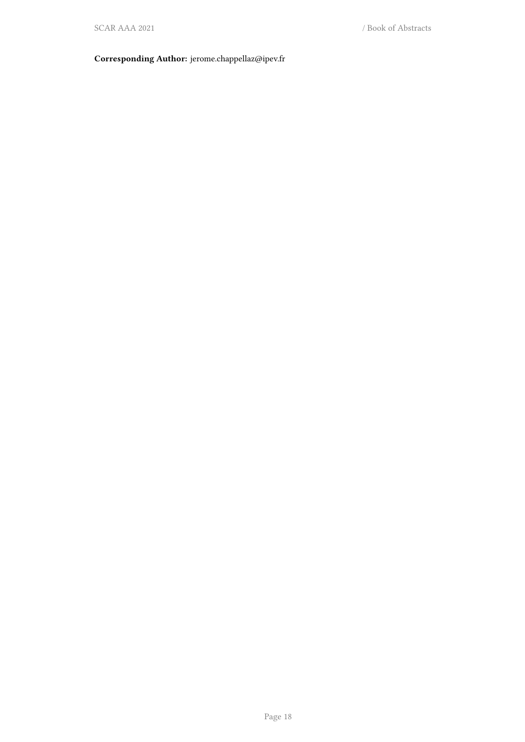**Corresponding Author:** jerome.chappellaz@ipev.fr